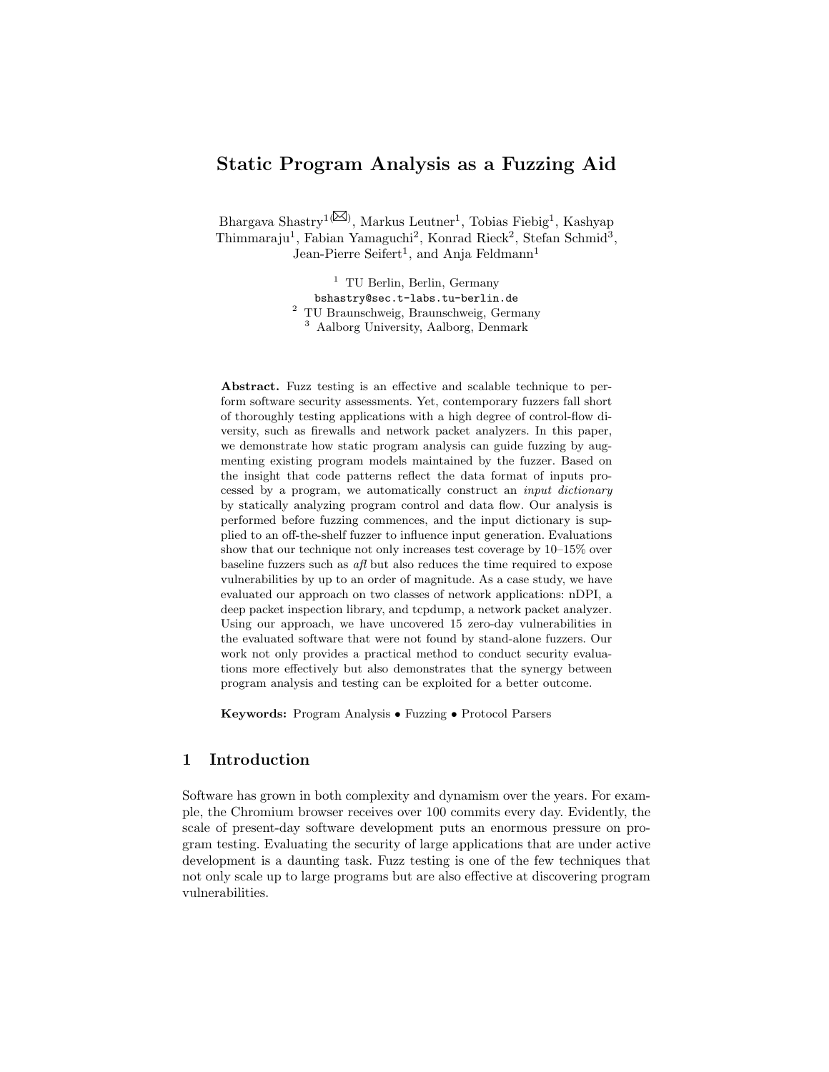# Static Program Analysis as a Fuzzing Aid

Bhargava Shastry[1(✉)], Markus Leutner[1], Tobias Fiebig[1], Kashyap Thimmaraju[1], Fabian Yamaguchi[2], Konrad Rieck[2], Stefan Schmid[3], Jean-Pierre Seifert[1], and Anja Feldmann[1]

[1] TU Berlin, Berlin, Germany
bshastry@sec.t-labs.tu-berlin.de
[2] TU Braunschweig, Braunschweig, Germany
[3] Aalborg University, Aalborg, Denmark

**Abstract.** Fuzz testing is an effective and scalable technique to perform software security assessments. Yet, contemporary fuzzers fall short of thoroughly testing applications with a high degree of control-flow diversity, such as firewalls and network packet analyzers. In this paper, we demonstrate how static program analysis can guide fuzzing by augmenting existing program models maintained by the fuzzer. Based on the insight that code patterns reflect the data format of inputs processed by a program, we automatically construct an *input dictionary* by statically analyzing program control and data flow. Our analysis is performed before fuzzing commences, and the input dictionary is supplied to an off-the-shelf fuzzer to influence input generation. Evaluations show that our technique not only increases test coverage by 10–15% over baseline fuzzers such as *afl* but also reduces the time required to expose vulnerabilities by up to an order of magnitude. As a case study, we have evaluated our approach on two classes of network applications: nDPI, a deep packet inspection library, and tcpdump, a network packet analyzer. Using our approach, we have uncovered 15 zero-day vulnerabilities in the evaluated software that were not found by stand-alone fuzzers. Our work not only provides a practical method to conduct security evaluations more effectively but also demonstrates that the synergy between program analysis and testing can be exploited for a better outcome.

**Keywords:** Program Analysis • Fuzzing • Protocol Parsers

## 1 Introduction

Software has grown in both complexity and dynamism over the years. For example, the Chromium browser receives over 100 commits every day. Evidently, the scale of present-day software development puts an enormous pressure on program testing. Evaluating the security of large applications that are under active development is a daunting task. Fuzz testing is one of the few techniques that not only scale up to large programs but are also effective at discovering program vulnerabilities.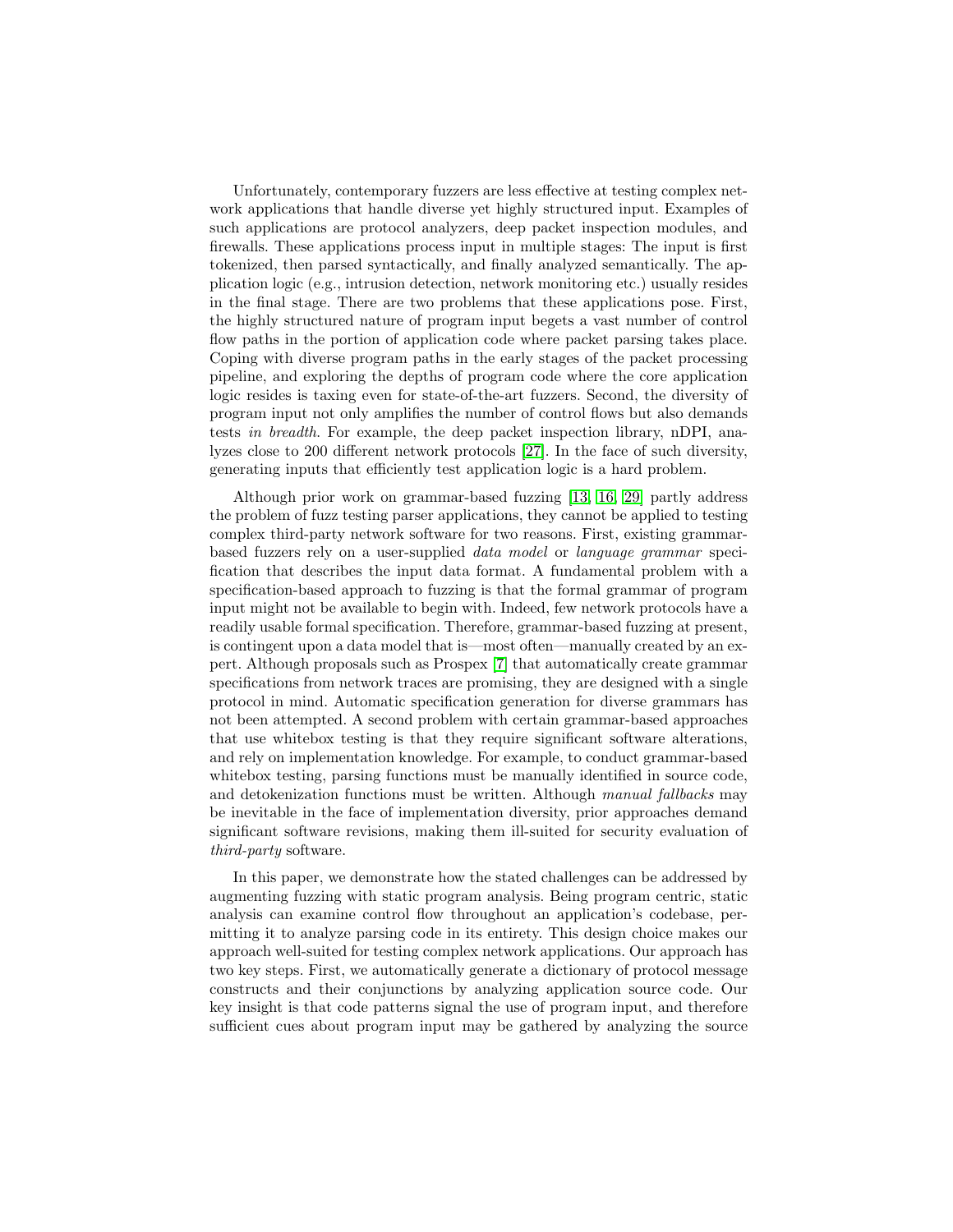Unfortunately, contemporary fuzzers are less effective at testing complex network applications that handle diverse yet highly structured input. Examples of such applications are protocol analyzers, deep packet inspection modules, and firewalls. These applications process input in multiple stages: The input is first tokenized, then parsed syntactically, and finally analyzed semantically. The application logic (e.g., intrusion detection, network monitoring etc.) usually resides in the final stage. There are two problems that these applications pose. First, the highly structured nature of program input begets a vast number of control flow paths in the portion of application code where packet parsing takes place. Coping with diverse program paths in the early stages of the packet processing pipeline, and exploring the depths of program code where the core application logic resides is taxing even for state-of-the-art fuzzers. Second, the diversity of program input not only amplifies the number of control flows but also demands tests *in breadth*. For example, the deep packet inspection library, nDPI, analyzes close to 200 different network protocols [27]. In the face of such diversity, generating inputs that efficiently test application logic is a hard problem.

Although prior work on grammar-based fuzzing [13, 16, 29] partly address the problem of fuzz testing parser applications, they cannot be applied to testing complex third-party network software for two reasons. First, existing grammar-based fuzzers rely on a user-supplied *data model* or *language grammar* specification that describes the input data format. A fundamental problem with a specification-based approach to fuzzing is that the formal grammar of program input might not be available to begin with. Indeed, few network protocols have a readily usable formal specification. Therefore, grammar-based fuzzing at present, is contingent upon a data model that is—most often—manually created by an expert. Although proposals such as Prospex [7] that automatically create grammar specifications from network traces are promising, they are designed with a single protocol in mind. Automatic specification generation for diverse grammars has not been attempted. A second problem with certain grammar-based approaches that use whitebox testing is that they require significant software alterations, and rely on implementation knowledge. For example, to conduct grammar-based whitebox testing, parsing functions must be manually identified in source code, and detokenization functions must be written. Although *manual fallbacks* may be inevitable in the face of implementation diversity, prior approaches demand significant software revisions, making them ill-suited for security evaluation of *third-party* software.

In this paper, we demonstrate how the stated challenges can be addressed by augmenting fuzzing with static program analysis. Being program centric, static analysis can examine control flow throughout an application's codebase, permitting it to analyze parsing code in its entirety. This design choice makes our approach well-suited for testing complex network applications. Our approach has two key steps. First, we automatically generate a dictionary of protocol message constructs and their conjunctions by analyzing application source code. Our key insight is that code patterns signal the use of program input, and therefore sufficient cues about program input may be gathered by analyzing the source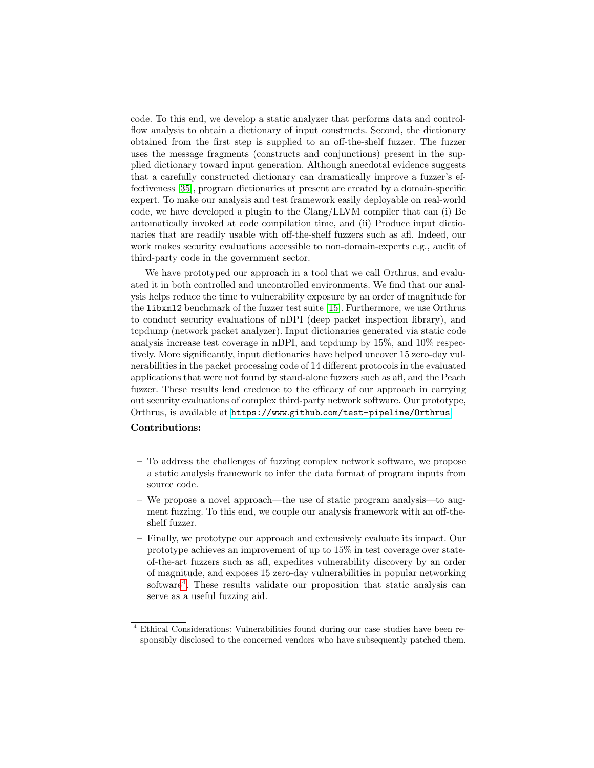code. To this end, we develop a static analyzer that performs data and control-flow analysis to obtain a dictionary of input constructs. Second, the dictionary obtained from the first step is supplied to an off-the-shelf fuzzer. The fuzzer uses the message fragments (constructs and conjunctions) present in the supplied dictionary toward input generation. Although anecdotal evidence suggests that a carefully constructed dictionary can dramatically improve a fuzzer's effectiveness [35], program dictionaries at present are created by a domain-specific expert. To make our analysis and test framework easily deployable on real-world code, we have developed a plugin to the Clang/LLVM compiler that can (i) Be automatically invoked at code compilation time, and (ii) Produce input dictionaries that are readily usable with off-the-shelf fuzzers such as afl. Indeed, our work makes security evaluations accessible to non-domain-experts e.g., audit of third-party code in the government sector.

We have prototyped our approach in a tool that we call Orthrus, and evaluated it in both controlled and uncontrolled environments. We find that our analysis helps reduce the time to vulnerability exposure by an order of magnitude for the `libxml2` benchmark of the fuzzer test suite [15]. Furthermore, we use Orthrus to conduct security evaluations of nDPI (deep packet inspection library), and tcpdump (network packet analyzer). Input dictionaries generated via static code analysis increase test coverage in nDPI, and tcpdump by 15%, and 10% respectively. More significantly, input dictionaries have helped uncover 15 zero-day vulnerabilities in the packet processing code of 14 different protocols in the evaluated applications that were not found by stand-alone fuzzers such as afl, and the Peach fuzzer. These results lend credence to the efficacy of our approach in carrying out security evaluations of complex third-party network software. Our prototype, Orthrus, is available at `https://www.github.com/test-pipeline/Orthrus`.

**Contributions:**

- To address the challenges of fuzzing complex network software, we propose a static analysis framework to infer the data format of program inputs from source code.
- We propose a novel approach—the use of static program analysis—to augment fuzzing. To this end, we couple our analysis framework with an off-the-shelf fuzzer.
- Finally, we prototype our approach and extensively evaluate its impact. Our prototype achieves an improvement of up to 15% in test coverage over state-of-the-art fuzzers such as afl, expedites vulnerability discovery by an order of magnitude, and exposes 15 zero-day vulnerabilities in popular networking software[4]. These results validate our proposition that static analysis can serve as a useful fuzzing aid.

[4] Ethical Considerations: Vulnerabilities found during our case studies have been responsibly disclosed to the concerned vendors who have subsequently patched them.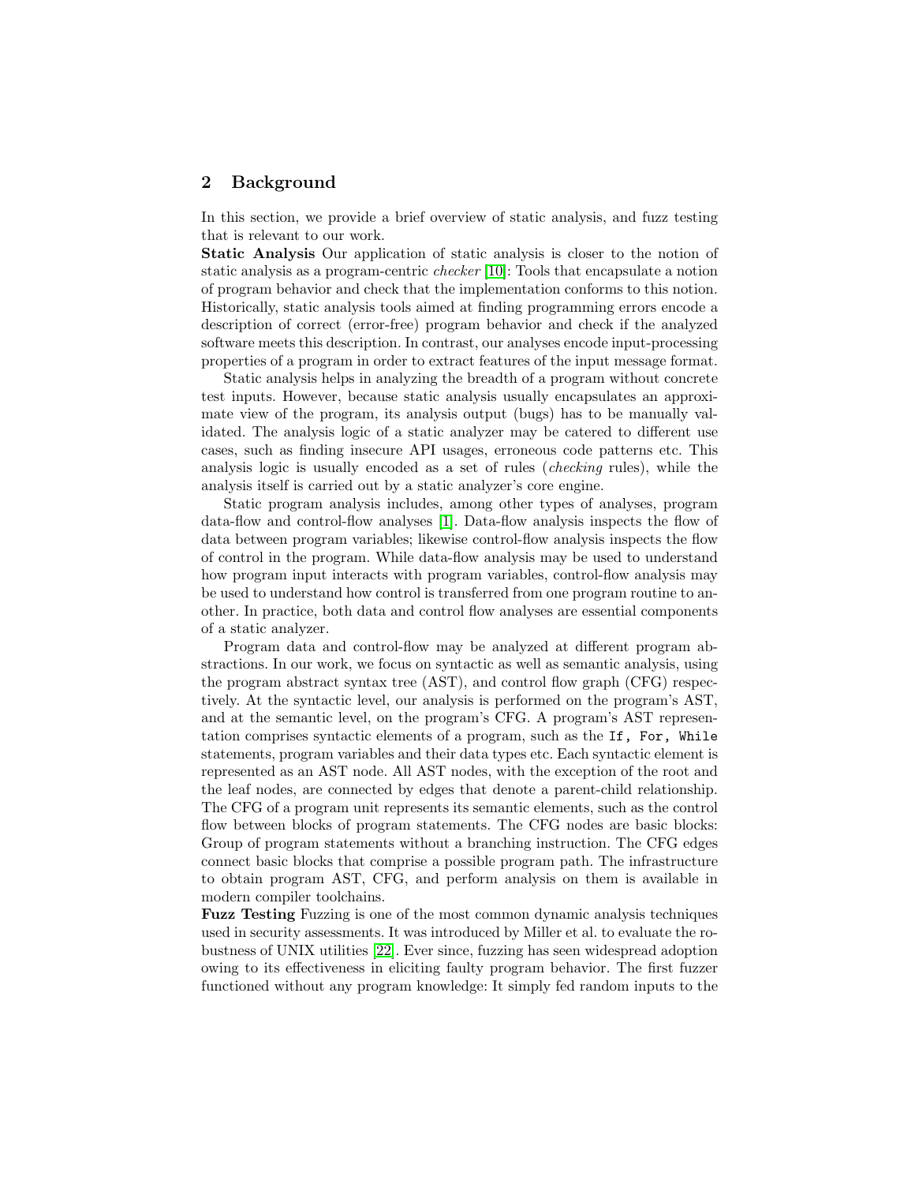## 2 Background

In this section, we provide a brief overview of static analysis, and fuzz testing that is relevant to our work.

**Static Analysis** Our application of static analysis is closer to the notion of static analysis as a program-centric *checker* [10]: Tools that encapsulate a notion of program behavior and check that the implementation conforms to this notion. Historically, static analysis tools aimed at finding programming errors encode a description of correct (error-free) program behavior and check if the analyzed software meets this description. In contrast, our analyses encode input-processing properties of a program in order to extract features of the input message format.

Static analysis helps in analyzing the breadth of a program without concrete test inputs. However, because static analysis usually encapsulates an approximate view of the program, its analysis output (bugs) has to be manually validated. The analysis logic of a static analyzer may be catered to different use cases, such as finding insecure API usages, erroneous code patterns etc. This analysis logic is usually encoded as a set of rules (*checking* rules), while the analysis itself is carried out by a static analyzer's core engine.

Static program analysis includes, among other types of analyses, program data-flow and control-flow analyses [1]. Data-flow analysis inspects the flow of data between program variables; likewise control-flow analysis inspects the flow of control in the program. While data-flow analysis may be used to understand how program input interacts with program variables, control-flow analysis may be used to understand how control is transferred from one program routine to another. In practice, both data and control flow analyses are essential components of a static analyzer.

Program data and control-flow may be analyzed at different program abstractions. In our work, we focus on syntactic as well as semantic analysis, using the program abstract syntax tree (AST), and control flow graph (CFG) respectively. At the syntactic level, our analysis is performed on the program's AST, and at the semantic level, on the program's CFG. A program's AST representation comprises syntactic elements of a program, such as the `If, For, While` statements, program variables and their data types etc. Each syntactic element is represented as an AST node. All AST nodes, with the exception of the root and the leaf nodes, are connected by edges that denote a parent-child relationship. The CFG of a program unit represents its semantic elements, such as the control flow between blocks of program statements. The CFG nodes are basic blocks: Group of program statements without a branching instruction. The CFG edges connect basic blocks that comprise a possible program path. The infrastructure to obtain program AST, CFG, and perform analysis on them is available in modern compiler toolchains.

**Fuzz Testing** Fuzzing is one of the most common dynamic analysis techniques used in security assessments. It was introduced by Miller et al. to evaluate the robustness of UNIX utilities [22]. Ever since, fuzzing has seen widespread adoption owing to its effectiveness in eliciting faulty program behavior. The first fuzzer functioned without any program knowledge: It simply fed random inputs to the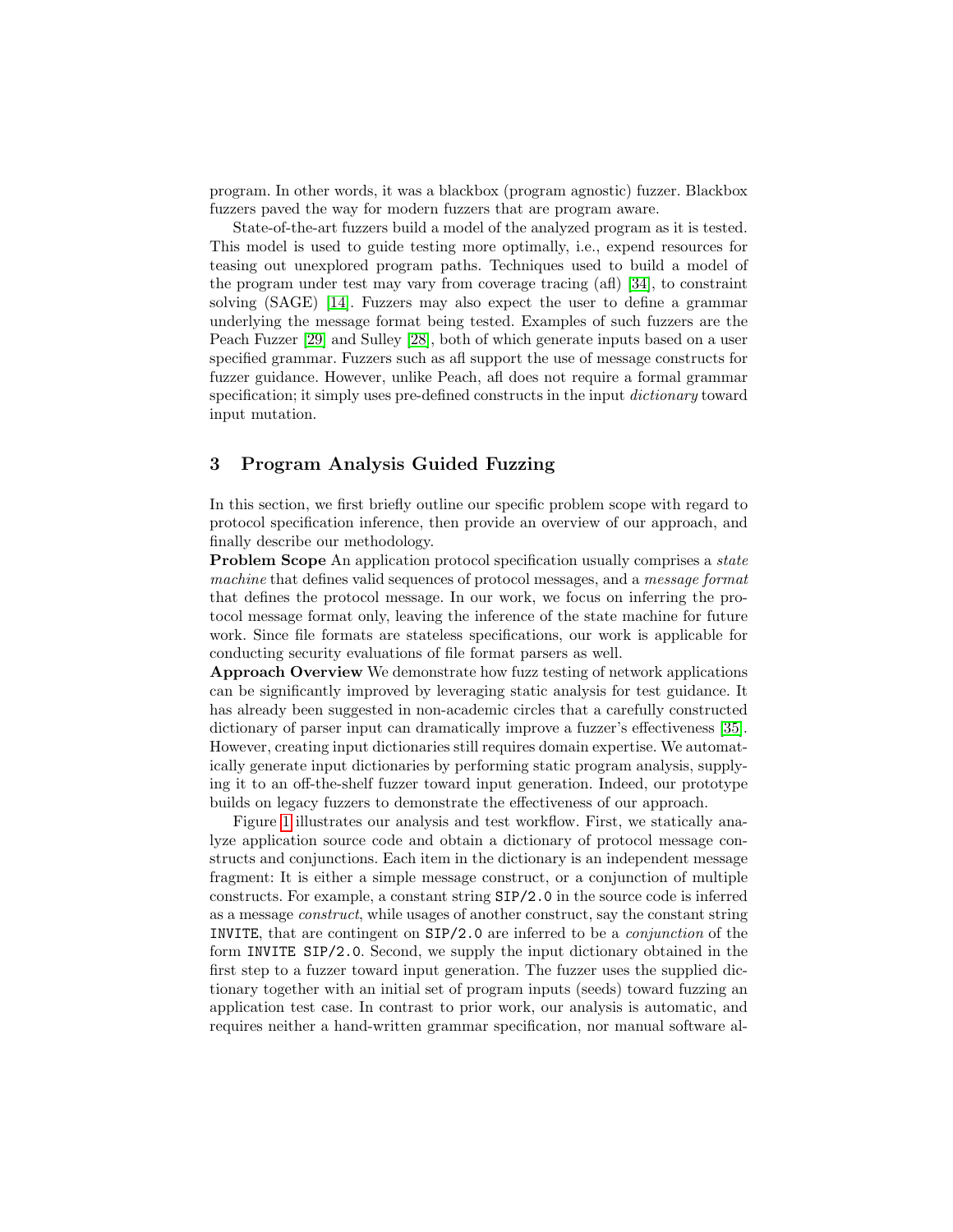program. In other words, it was a blackbox (program agnostic) fuzzer. Blackbox fuzzers paved the way for modern fuzzers that are program aware.

State-of-the-art fuzzers build a model of the analyzed program as it is tested. This model is used to guide testing more optimally, i.e., expend resources for teasing out unexplored program paths. Techniques used to build a model of the program under test may vary from coverage tracing (afl) [34], to constraint solving (SAGE) [14]. Fuzzers may also expect the user to define a grammar underlying the message format being tested. Examples of such fuzzers are the Peach Fuzzer [29] and Sulley [28], both of which generate inputs based on a user specified grammar. Fuzzers such as afl support the use of message constructs for fuzzer guidance. However, unlike Peach, afl does not require a formal grammar specification; it simply uses pre-defined constructs in the input *dictionary* toward input mutation.

## 3 Program Analysis Guided Fuzzing

In this section, we first briefly outline our specific problem scope with regard to protocol specification inference, then provide an overview of our approach, and finally describe our methodology.

**Problem Scope** An application protocol specification usually comprises a *state machine* that defines valid sequences of protocol messages, and a *message format* that defines the protocol message. In our work, we focus on inferring the protocol message format only, leaving the inference of the state machine for future work. Since file formats are stateless specifications, our work is applicable for conducting security evaluations of file format parsers as well.

**Approach Overview** We demonstrate how fuzz testing of network applications can be significantly improved by leveraging static analysis for test guidance. It has already been suggested in non-academic circles that a carefully constructed dictionary of parser input can dramatically improve a fuzzer's effectiveness [35]. However, creating input dictionaries still requires domain expertise. We automatically generate input dictionaries by performing static program analysis, supplying it to an off-the-shelf fuzzer toward input generation. Indeed, our prototype builds on legacy fuzzers to demonstrate the effectiveness of our approach.

Figure 1 illustrates our analysis and test workflow. First, we statically analyze application source code and obtain a dictionary of protocol message constructs and conjunctions. Each item in the dictionary is an independent message fragment: It is either a simple message construct, or a conjunction of multiple constructs. For example, a constant string `SIP/2.0` in the source code is inferred as a message *construct*, while usages of another construct, say the constant string `INVITE`, that are contingent on `SIP/2.0` are inferred to be a *conjunction* of the form `INVITE SIP/2.0`. Second, we supply the input dictionary obtained in the first step to a fuzzer toward input generation. The fuzzer uses the supplied dictionary together with an initial set of program inputs (seeds) toward fuzzing an application test case. In contrast to prior work, our analysis is automatic, and requires neither a hand-written grammar specification, nor manual software al-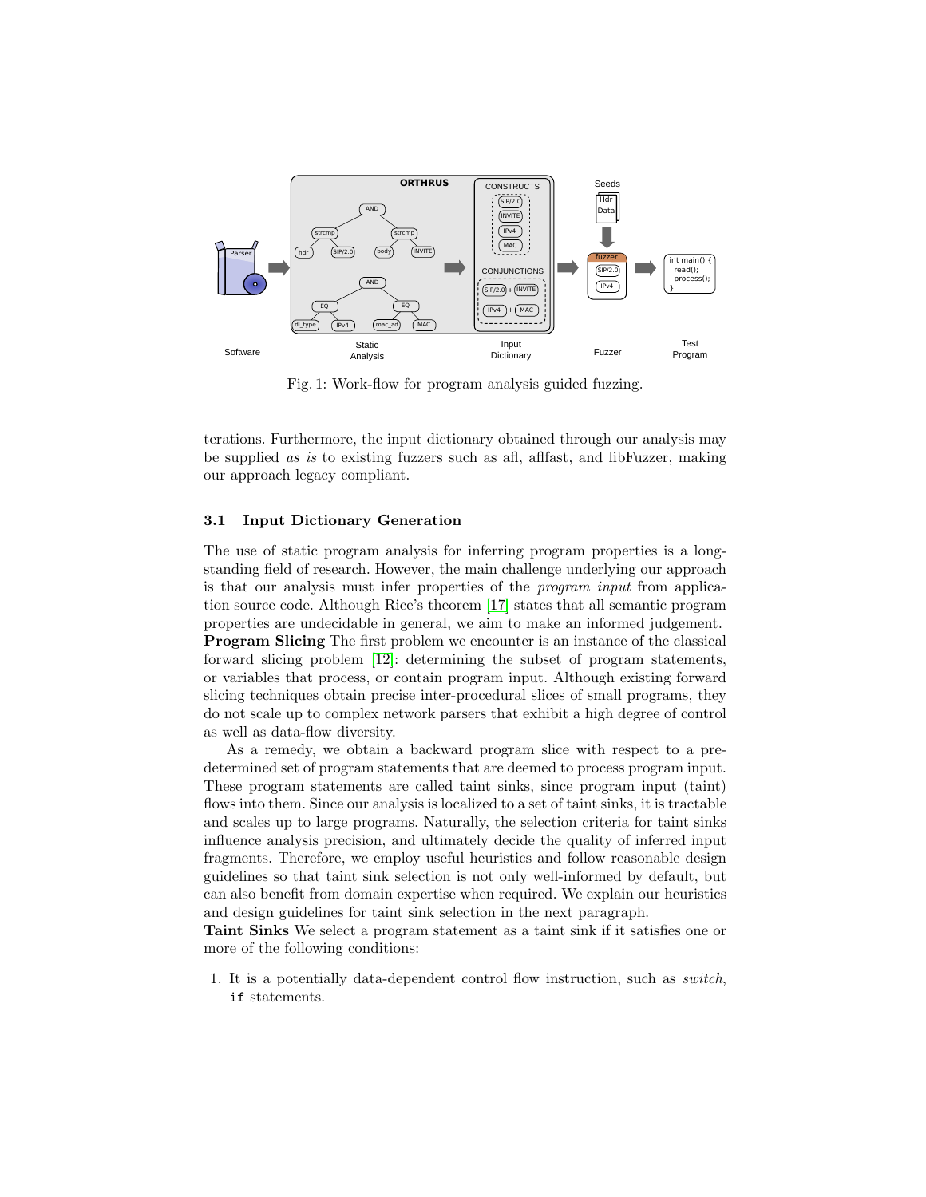Fig. 1: Work-flow for program analysis guided fuzzing.

terations. Furthermore, the input dictionary obtained through our analysis may be supplied *as is* to existing fuzzers such as afl, aflfast, and libFuzzer, making our approach legacy compliant.

### 3.1 Input Dictionary Generation

The use of static program analysis for inferring program properties is a long-standing field of research. However, the main challenge underlying our approach is that our analysis must infer properties of the *program input* from application source code. Although Rice's theorem [17] states that all semantic program properties are undecidable in general, we aim to make an informed judgement.

**Program Slicing** The first problem we encounter is an instance of the classical forward slicing problem [12]: determining the subset of program statements, or variables that process, or contain program input. Although existing forward slicing techniques obtain precise inter-procedural slices of small programs, they do not scale up to complex network parsers that exhibit a high degree of control as well as data-flow diversity.

As a remedy, we obtain a backward program slice with respect to a predetermined set of program statements that are deemed to process program input. These program statements are called taint sinks, since program input (taint) flows into them. Since our analysis is localized to a set of taint sinks, it is tractable and scales up to large programs. Naturally, the selection criteria for taint sinks influence analysis precision, and ultimately decide the quality of inferred input fragments. Therefore, we employ useful heuristics and follow reasonable design guidelines so that taint sink selection is not only well-informed by default, but can also benefit from domain expertise when required. We explain our heuristics and design guidelines for taint sink selection in the next paragraph.

**Taint Sinks** We select a program statement as a taint sink if it satisfies one or more of the following conditions:

1. It is a potentially data-dependent control flow instruction, such as *switch*, `if` statements.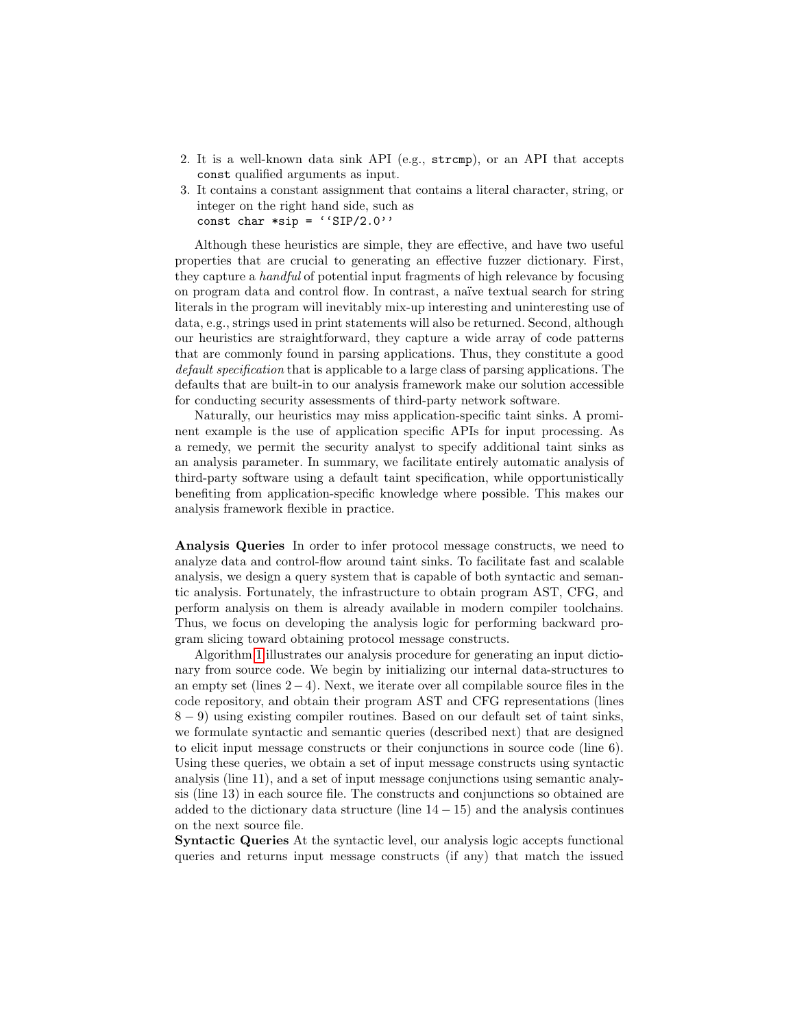2. It is a well-known data sink API (e.g., `strcmp`), or an API that accepts `const` qualified arguments as input.
3. It contains a constant assignment that contains a literal character, string, or integer on the right hand side, such as
   `const char *sip = ''SIP/2.0''`

Although these heuristics are simple, they are effective, and have two useful properties that are crucial to generating an effective fuzzer dictionary. First, they capture a *handful* of potential input fragments of high relevance by focusing on program data and control flow. In contrast, a naïve textual search for string literals in the program will inevitably mix-up interesting and uninteresting use of data, e.g., strings used in print statements will also be returned. Second, although our heuristics are straightforward, they capture a wide array of code patterns that are commonly found in parsing applications. Thus, they constitute a good *default specification* that is applicable to a large class of parsing applications. The defaults that are built-in to our analysis framework make our solution accessible for conducting security assessments of third-party network software.

Naturally, our heuristics may miss application-specific taint sinks. A prominent example is the use of application specific APIs for input processing. As a remedy, we permit the security analyst to specify additional taint sinks as an analysis parameter. In summary, we facilitate entirely automatic analysis of third-party software using a default taint specification, while opportunistically benefiting from application-specific knowledge where possible. This makes our analysis framework flexible in practice.

**Analysis Queries** In order to infer protocol message constructs, we need to analyze data and control-flow around taint sinks. To facilitate fast and scalable analysis, we design a query system that is capable of both syntactic and semantic analysis. Fortunately, the infrastructure to obtain program AST, CFG, and perform analysis on them is already available in modern compiler toolchains. Thus, we focus on developing the analysis logic for performing backward program slicing toward obtaining protocol message constructs.

Algorithm 1 illustrates our analysis procedure for generating an input dictionary from source code. We begin by initializing our internal data-structures to an empty set (lines $2-4$). Next, we iterate over all compilable source files in the code repository, and obtain their program AST and CFG representations (lines $8-9$) using existing compiler routines. Based on our default set of taint sinks, we formulate syntactic and semantic queries (described next) that are designed to elicit input message constructs or their conjunctions in source code (line 6). Using these queries, we obtain a set of input message constructs using syntactic analysis (line 11), and a set of input message conjunctions using semantic analysis (line 13) in each source file. The constructs and conjunctions so obtained are added to the dictionary data structure (line $14-15$) and the analysis continues on the next source file.

**Syntactic Queries** At the syntactic level, our analysis logic accepts functional queries and returns input message constructs (if any) that match the issued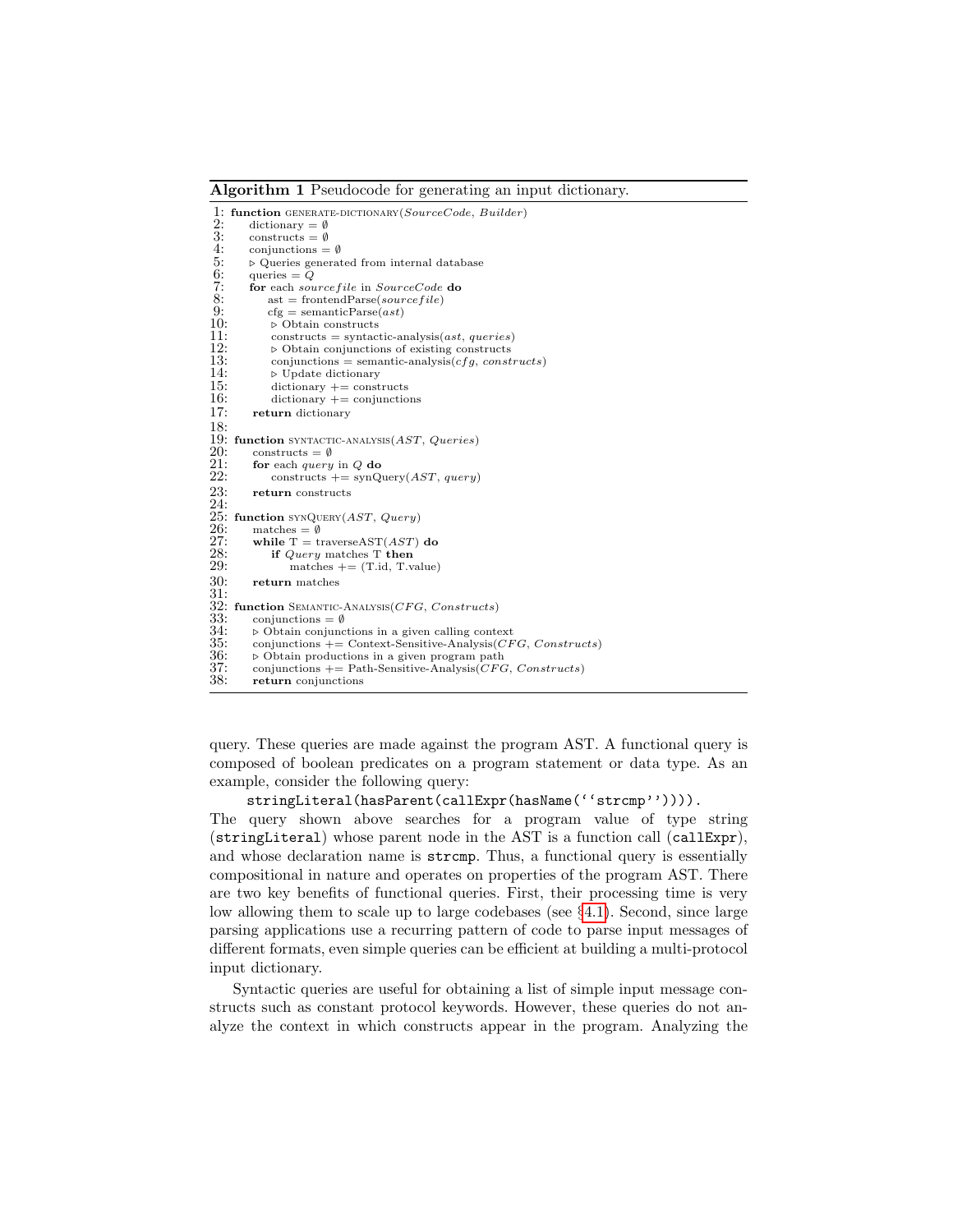**Algorithm 1** Pseudocode for generating an input dictionary.

```
1:  function GENERATE-DICTIONARY(SourceCode, Builder)
2:      dictionary = ∅
3:      constructs = ∅
4:      conjunctions = ∅
5:      ▷ Queries generated from internal database
6:      queries = Q
7:      for each sourcefile in SourceCode do
8:          ast = frontendParse(sourcefile)
9:          cfg = semanticParse(ast)
10:         ▷ Obtain constructs
11:         constructs = syntactic-analysis(ast, queries)
12:         ▷ Obtain conjunctions of existing constructs
13:         conjunctions = semantic-analysis(cfg, constructs)
14:         ▷ Update dictionary
15:         dictionary += constructs
16:         dictionary += conjunctions
17:     return dictionary
18:
19: function SYNTACTIC-ANALYSIS(AST, Queries)
20:     constructs = ∅
21:     for each query in Q do
22:         constructs += synQuery(AST, query)
23:     return constructs
24:
25: function SYNQUERY(AST, Query)
26:     matches = ∅
27:     while T = traverseAST(AST) do
28:         if Query matches T then
29:             matches += (T.id, T.value)
30:     return matches
31:
32: function SEMANTIC-ANALYSIS(CFG, Constructs)
33:     conjunctions = ∅
34:     ▷ Obtain conjunctions in a given calling context
35:     conjunctions += Context-Sensitive-Analysis(CFG, Constructs)
36:     ▷ Obtain productions in a given program path
37:     conjunctions += Path-Sensitive-Analysis(CFG, Constructs)
38:     return conjunctions
```

query. These queries are made against the program AST. A functional query is composed of boolean predicates on a program statement or data type. As an example, consider the following query:

```
stringLiteral(hasParent(callExpr(hasName(''strcmp'')))).
```

The query shown above searches for a program value of type string (`stringLiteral`) whose parent node in the AST is a function call (`callExpr`), and whose declaration name is `strcmp`. Thus, a functional query is essentially compositional in nature and operates on properties of the program AST. There are two key benefits of functional queries. First, their processing time is very low allowing them to scale up to large codebases (see §4.1). Second, since large parsing applications use a recurring pattern of code to parse input messages of different formats, even simple queries can be efficient at building a multi-protocol input dictionary.

Syntactic queries are useful for obtaining a list of simple input message constructs such as constant protocol keywords. However, these queries do not analyze the context in which constructs appear in the program. Analyzing the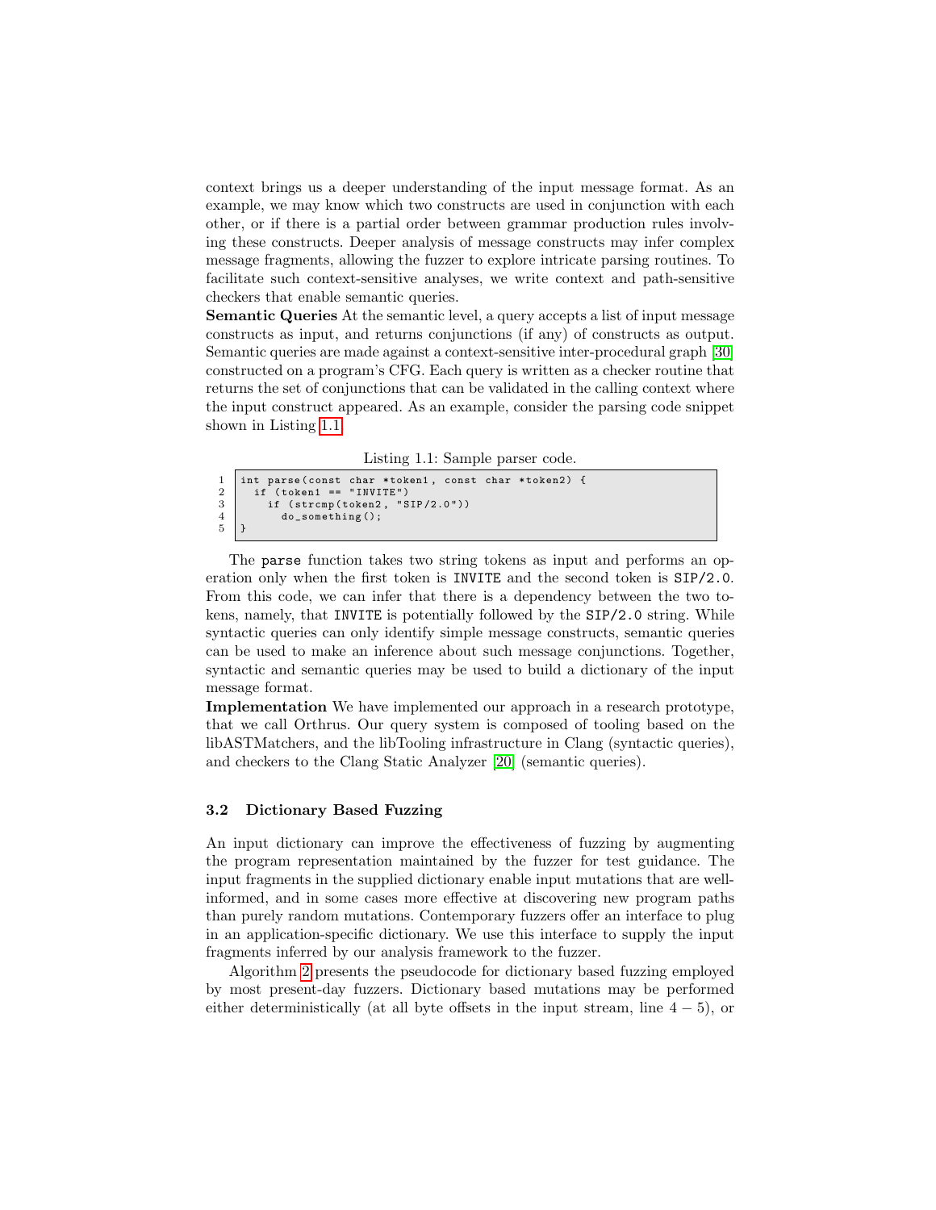context brings us a deeper understanding of the input message format. As an example, we may know which two constructs are used in conjunction with each other, or if there is a partial order between grammar production rules involving these constructs. Deeper analysis of message constructs may infer complex message fragments, allowing the fuzzer to explore intricate parsing routines. To facilitate such context-sensitive analyses, we write context and path-sensitive checkers that enable semantic queries.

**Semantic Queries** At the semantic level, a query accepts a list of input message constructs as input, and returns conjunctions (if any) of constructs as output. Semantic queries are made against a context-sensitive inter-procedural graph [30] constructed on a program's CFG. Each query is written as a checker routine that returns the set of conjunctions that can be validated in the calling context where the input construct appeared. As an example, consider the parsing code snippet shown in Listing 1.1.

Listing 1.1: Sample parser code.

```
int parse(const char *token1, const char *token2) {
  if (token1 == "INVITE")
    if (strcmp(token2, "SIP/2.0"))
      do_something();
}
```

The `parse` function takes two string tokens as input and performs an operation only when the first token is `INVITE` and the second token is `SIP/2.0`. From this code, we can infer that there is a dependency between the two tokens, namely, that `INVITE` is potentially followed by the `SIP/2.0` string. While syntactic queries can only identify simple message constructs, semantic queries can be used to make an inference about such message conjunctions. Together, syntactic and semantic queries may be used to build a dictionary of the input message format.

**Implementation** We have implemented our approach in a research prototype, that we call Orthrus. Our query system is composed of tooling based on the libASTMatchers, and the libTooling infrastructure in Clang (syntactic queries), and checkers to the Clang Static Analyzer [20] (semantic queries).

### 3.2 Dictionary Based Fuzzing

An input dictionary can improve the effectiveness of fuzzing by augmenting the program representation maintained by the fuzzer for test guidance. The input fragments in the supplied dictionary enable input mutations that are well-informed, and in some cases more effective at discovering new program paths than purely random mutations. Contemporary fuzzers offer an interface to plug in an application-specific dictionary. We use this interface to supply the input fragments inferred by our analysis framework to the fuzzer.

Algorithm 2 presents the pseudocode for dictionary based fuzzing employed by most present-day fuzzers. Dictionary based mutations may be performed either deterministically (at all byte offsets in the input stream, line $4 - 5$), or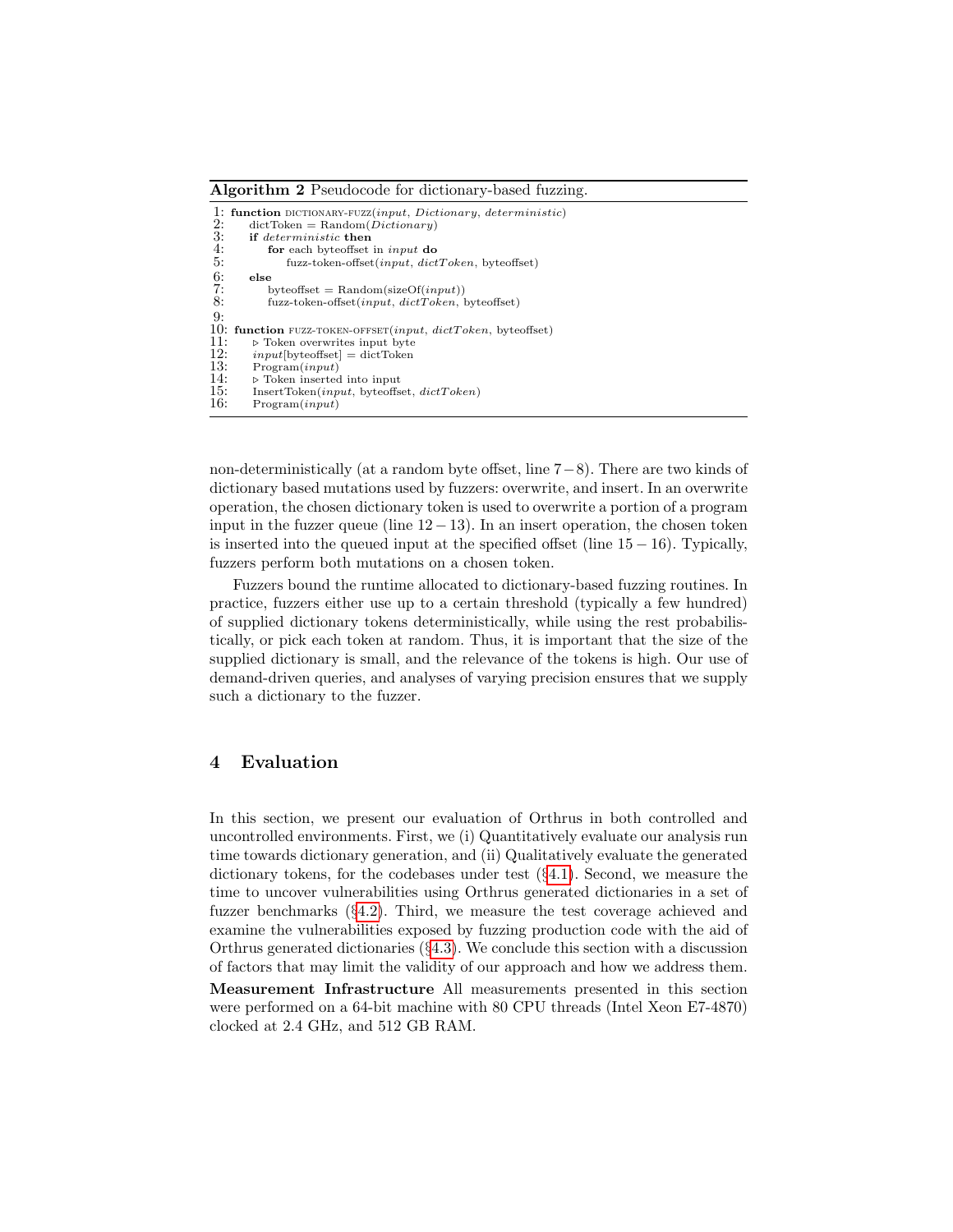**Algorithm 2** Pseudocode for dictionary-based fuzzing.

```
1: function DICTIONARY-FUZZ(input, Dictionary, deterministic)
2:     dictToken = Random(Dictionary)
3:     if deterministic then
4:         for each byteoffset in input do
5:             fuzz-token-offset(input, dictToken, byteoffset)
6:     else
7:         byteoffset = Random(sizeOf(input))
8:         fuzz-token-offset(input, dictToken, byteoffset)
9:
10: function FUZZ-TOKEN-OFFSET(input, dictToken, byteoffset)
11:     ▷ Token overwrites input byte
12:     input[byteoffset] = dictToken
13:     Program(input)
14:     ▷ Token inserted into input
15:     InsertToken(input, byteoffset, dictToken)
16:     Program(input)
```

non-deterministically (at a random byte offset, line $7-8$). There are two kinds of dictionary based mutations used by fuzzers: overwrite, and insert. In an overwrite operation, the chosen dictionary token is used to overwrite a portion of a program input in the fuzzer queue (line $12-13$). In an insert operation, the chosen token is inserted into the queued input at the specified offset (line $15-16$). Typically, fuzzers perform both mutations on a chosen token.

Fuzzers bound the runtime allocated to dictionary-based fuzzing routines. In practice, fuzzers either use up to a certain threshold (typically a few hundred) of supplied dictionary tokens deterministically, while using the rest probabilistically, or pick each token at random. Thus, it is important that the size of the supplied dictionary is small, and the relevance of the tokens is high. Our use of demand-driven queries, and analyses of varying precision ensures that we supply such a dictionary to the fuzzer.

## 4 Evaluation

In this section, we present our evaluation of Orthrus in both controlled and uncontrolled environments. First, we (i) Quantitatively evaluate our analysis run time towards dictionary generation, and (ii) Qualitatively evaluate the generated dictionary tokens, for the codebases under test (§4.1). Second, we measure the time to uncover vulnerabilities using Orthrus generated dictionaries in a set of fuzzer benchmarks (§4.2). Third, we measure the test coverage achieved and examine the vulnerabilities exposed by fuzzing production code with the aid of Orthrus generated dictionaries (§4.3). We conclude this section with a discussion of factors that may limit the validity of our approach and how we address them.

**Measurement Infrastructure** All measurements presented in this section were performed on a 64-bit machine with 80 CPU threads (Intel Xeon E7-4870) clocked at 2.4 GHz, and 512 GB RAM.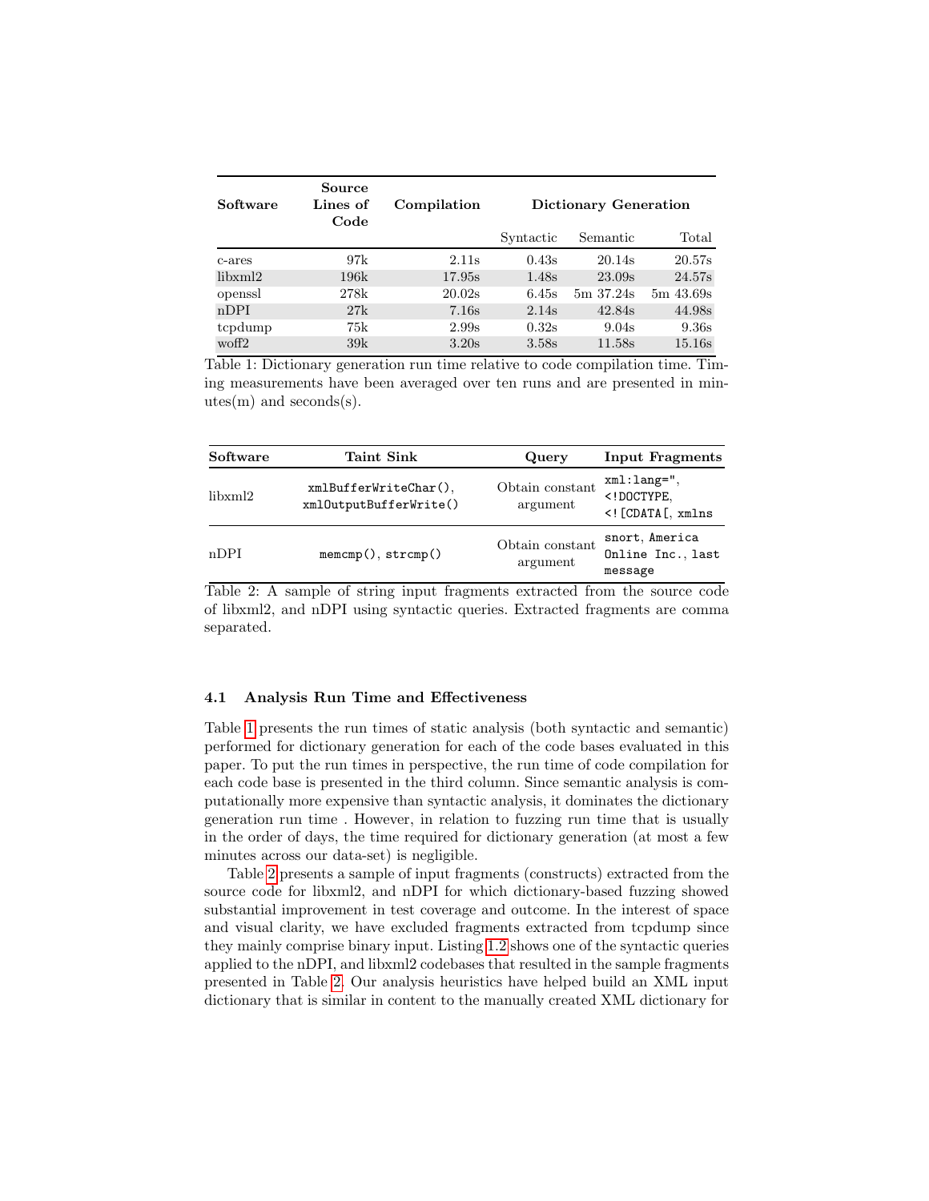| Software | Source Lines of Code | Compilation | Dictionary Generation | | |
|---|---|---|---|---|---|
| | | | Syntactic | Semantic | Total |
| c-ares | 97k | 2.11s | 0.43s | 20.14s | 20.57s |
| libxml2 | 196k | 17.95s | 1.48s | 23.09s | 24.57s |
| openssl | 278k | 20.02s | 6.45s | 5m 37.24s | 5m 43.69s |
| nDPI | 27k | 7.16s | 2.14s | 42.84s | 44.98s |
| tcpdump | 75k | 2.99s | 0.32s | 9.04s | 9.36s |
| woff2 | 39k | 3.20s | 3.58s | 11.58s | 15.16s |

Table 1: Dictionary generation run time relative to code compilation time. Timing measurements have been averaged over ten runs and are presented in minutes(m) and seconds(s).

| Software | Taint Sink | Query | Input Fragments |
|---|---|---|---|
| libxml2 | `xmlBufferWriteChar()`, `xmlOutputBufferWrite()` | Obtain constant argument | `xml:lang="`, `<!DOCTYPE`, `<![CDATA[`, `xmlns` |
| nDPI | `memcmp()`, `strcmp()` | Obtain constant argument | `snort`, `America Online Inc.`, `last message` |

Table 2: A sample of string input fragments extracted from the source code of libxml2, and nDPI using syntactic queries. Extracted fragments are comma separated.

### 4.1 Analysis Run Time and Effectiveness

Table 1 presents the run times of static analysis (both syntactic and semantic) performed for dictionary generation for each of the code bases evaluated in this paper. To put the run times in perspective, the run time of code compilation for each code base is presented in the third column. Since semantic analysis is computationally more expensive than syntactic analysis, it dominates the dictionary generation run time . However, in relation to fuzzing run time that is usually in the order of days, the time required for dictionary generation (at most a few minutes across our data-set) is negligible.

Table 2 presents a sample of input fragments (constructs) extracted from the source code for libxml2, and nDPI for which dictionary-based fuzzing showed substantial improvement in test coverage and outcome. In the interest of space and visual clarity, we have excluded fragments extracted from tcpdump since they mainly comprise binary input. Listing 1.2 shows one of the syntactic queries applied to the nDPI, and libxml2 codebases that resulted in the sample fragments presented in Table 2. Our analysis heuristics have helped build an XML input dictionary that is similar in content to the manually created XML dictionary for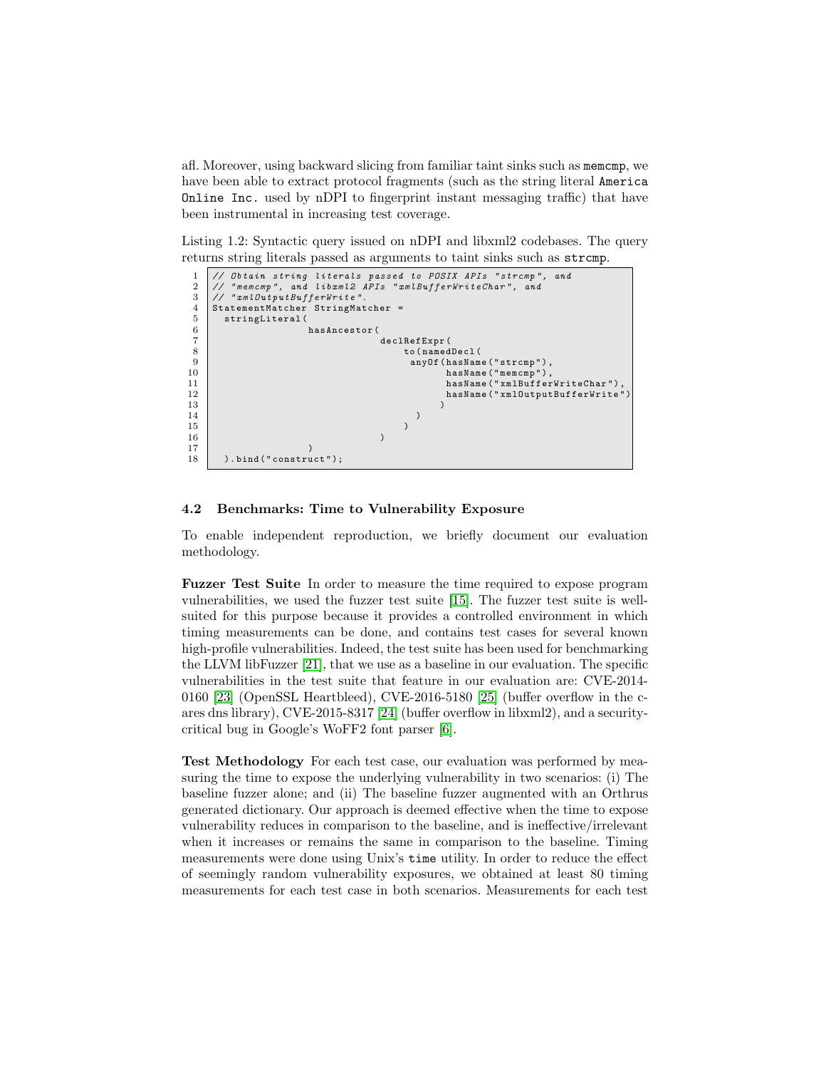afl. Moreover, using backward slicing from familiar taint sinks such as `memcmp`, we have been able to extract protocol fragments (such as the string literal `America Online Inc.` used by nDPI to fingerprint instant messaging traffic) that have been instrumental in increasing test coverage.

Listing 1.2: Syntactic query issued on nDPI and libxml2 codebases. The query returns string literals passed as arguments to taint sinks such as `strcmp`.

```
// Obtain string literals passed to POSIX APIs "strcmp", and
// "memcmp", and libxml2 APIs "xmlBufferWriteChar", and
// "xmlOutputBufferWrite".
StatementMatcher StringMatcher =
  stringLiteral(
                hasAncestor(
                            declRefExpr(
                                 to(namedDecl(
                                  anyOf(hasName("strcmp"),
                                        hasName("memcmp"),
                                        hasName("xmlBufferWriteChar"),
                                        hasName("xmlOutputBufferWrite")
                                       )
                                   )
                                 )
                            )
                )
  ).bind("construct");
```

### 4.2 Benchmarks: Time to Vulnerability Exposure

To enable independent reproduction, we briefly document our evaluation methodology.

**Fuzzer Test Suite** In order to measure the time required to expose program vulnerabilities, we used the fuzzer test suite [15]. The fuzzer test suite is well-suited for this purpose because it provides a controlled environment in which timing measurements can be done, and contains test cases for several known high-profile vulnerabilities. Indeed, the test suite has been used for benchmarking the LLVM libFuzzer [21], that we use as a baseline in our evaluation. The specific vulnerabilities in the test suite that feature in our evaluation are: CVE-2014-0160 [23] (OpenSSL Heartbleed), CVE-2016-5180 [25] (buffer overflow in the c-ares dns library), CVE-2015-8317 [24] (buffer overflow in libxml2), and a security-critical bug in Google's WoFF2 font parser [6].

**Test Methodology** For each test case, our evaluation was performed by measuring the time to expose the underlying vulnerability in two scenarios: (i) The baseline fuzzer alone; and (ii) The baseline fuzzer augmented with an Orthrus generated dictionary. Our approach is deemed effective when the time to expose vulnerability reduces in comparison to the baseline, and is ineffective/irrelevant when it increases or remains the same in comparison to the baseline. Timing measurements were done using Unix's `time` utility. In order to reduce the effect of seemingly random vulnerability exposures, we obtained at least 80 timing measurements for each test case in both scenarios. Measurements for each test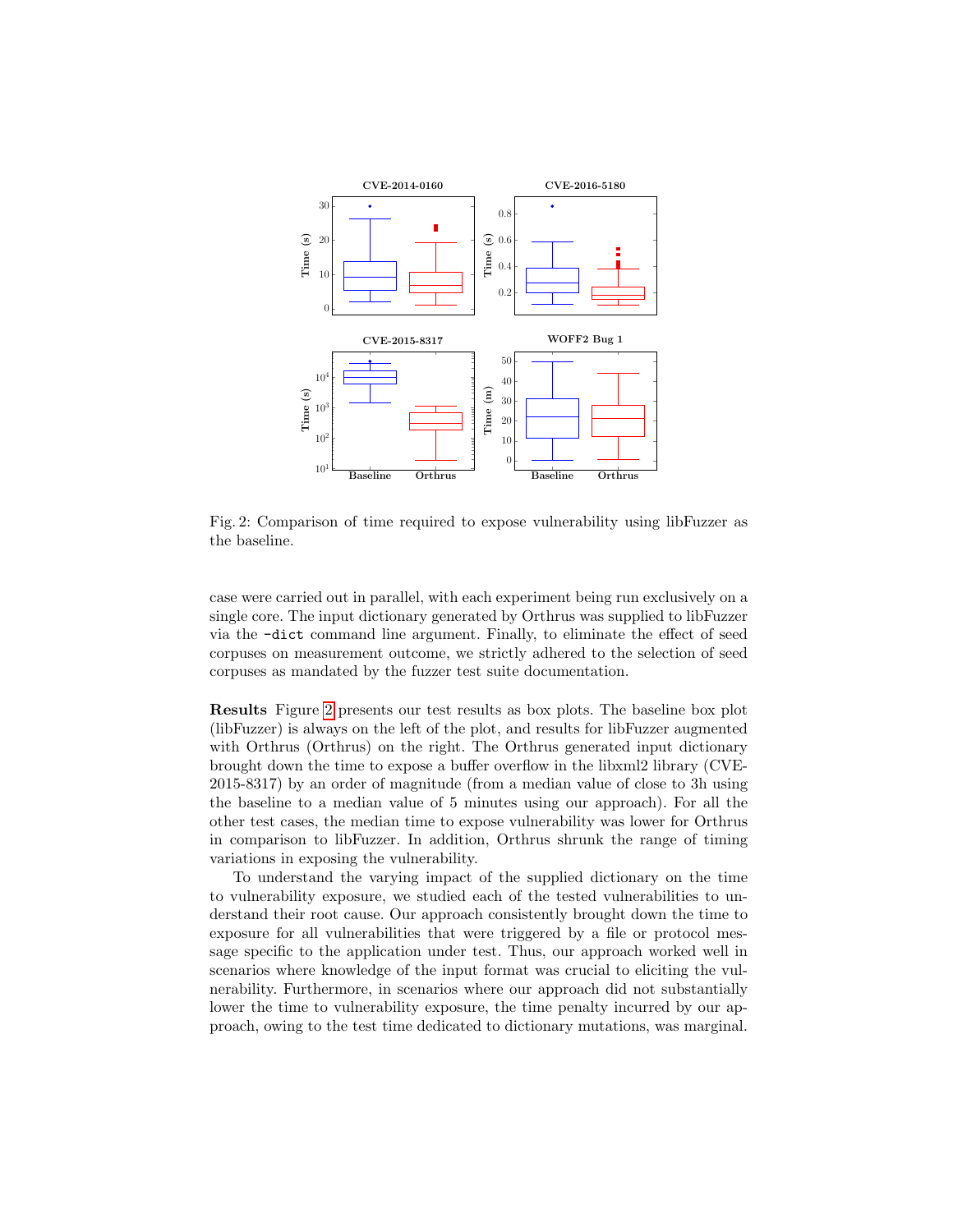Fig. 2: Comparison of time required to expose vulnerability using libFuzzer as the baseline.

case were carried out in parallel, with each experiment being run exclusively on a single core. The input dictionary generated by Orthrus was supplied to libFuzzer via the `-dict` command line argument. Finally, to eliminate the effect of seed corpuses on measurement outcome, we strictly adhered to the selection of seed corpuses as mandated by the fuzzer test suite documentation.

**Results** Figure 2 presents our test results as box plots. The baseline box plot (libFuzzer) is always on the left of the plot, and results for libFuzzer augmented with Orthrus (Orthrus) on the right. The Orthrus generated input dictionary brought down the time to expose a buffer overflow in the libxml2 library (CVE-2015-8317) by an order of magnitude (from a median value of close to 3h using the baseline to a median value of 5 minutes using our approach). For all the other test cases, the median time to expose vulnerability was lower for Orthrus in comparison to libFuzzer. In addition, Orthrus shrunk the range of timing variations in exposing the vulnerability.

To understand the varying impact of the supplied dictionary on the time to vulnerability exposure, we studied each of the tested vulnerabilities to understand their root cause. Our approach consistently brought down the time to exposure for all vulnerabilities that were triggered by a file or protocol message specific to the application under test. Thus, our approach worked well in scenarios where knowledge of the input format was crucial to eliciting the vulnerability. Furthermore, in scenarios where our approach did not substantially lower the time to vulnerability exposure, the time penalty incurred by our approach, owing to the test time dedicated to dictionary mutations, was marginal.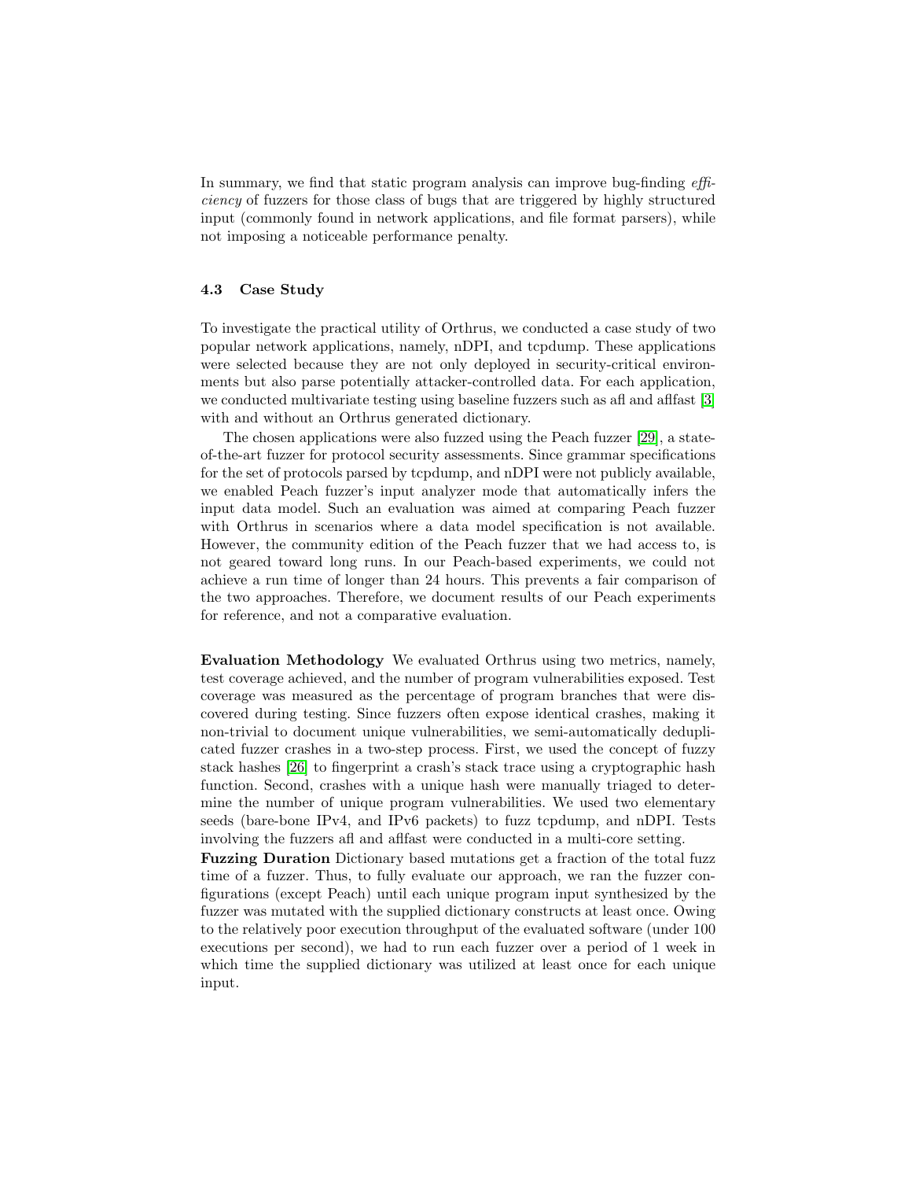In summary, we find that static program analysis can improve bug-finding *efficiency* of fuzzers for those class of bugs that are triggered by highly structured input (commonly found in network applications, and file format parsers), while not imposing a noticeable performance penalty.

### 4.3 Case Study

To investigate the practical utility of Orthrus, we conducted a case study of two popular network applications, namely, nDPI, and tcpdump. These applications were selected because they are not only deployed in security-critical environments but also parse potentially attacker-controlled data. For each application, we conducted multivariate testing using baseline fuzzers such as afl and aflfast [3] with and without an Orthrus generated dictionary.

The chosen applications were also fuzzed using the Peach fuzzer [29], a state-of-the-art fuzzer for protocol security assessments. Since grammar specifications for the set of protocols parsed by tcpdump, and nDPI were not publicly available, we enabled Peach fuzzer's input analyzer mode that automatically infers the input data model. Such an evaluation was aimed at comparing Peach fuzzer with Orthrus in scenarios where a data model specification is not available. However, the community edition of the Peach fuzzer that we had access to, is not geared toward long runs. In our Peach-based experiments, we could not achieve a run time of longer than 24 hours. This prevents a fair comparison of the two approaches. Therefore, we document results of our Peach experiments for reference, and not a comparative evaluation.

**Evaluation Methodology** We evaluated Orthrus using two metrics, namely, test coverage achieved, and the number of program vulnerabilities exposed. Test coverage was measured as the percentage of program branches that were discovered during testing. Since fuzzers often expose identical crashes, making it non-trivial to document unique vulnerabilities, we semi-automatically deduplicated fuzzer crashes in a two-step process. First, we used the concept of fuzzy stack hashes [26] to fingerprint a crash's stack trace using a cryptographic hash function. Second, crashes with a unique hash were manually triaged to determine the number of unique program vulnerabilities. We used two elementary seeds (bare-bone IPv4, and IPv6 packets) to fuzz tcpdump, and nDPI. Tests involving the fuzzers afl and aflfast were conducted in a multi-core setting.

**Fuzzing Duration** Dictionary based mutations get a fraction of the total fuzz time of a fuzzer. Thus, to fully evaluate our approach, we ran the fuzzer configurations (except Peach) until each unique program input synthesized by the fuzzer was mutated with the supplied dictionary constructs at least once. Owing to the relatively poor execution throughput of the evaluated software (under 100 executions per second), we had to run each fuzzer over a period of 1 week in which time the supplied dictionary was utilized at least once for each unique input.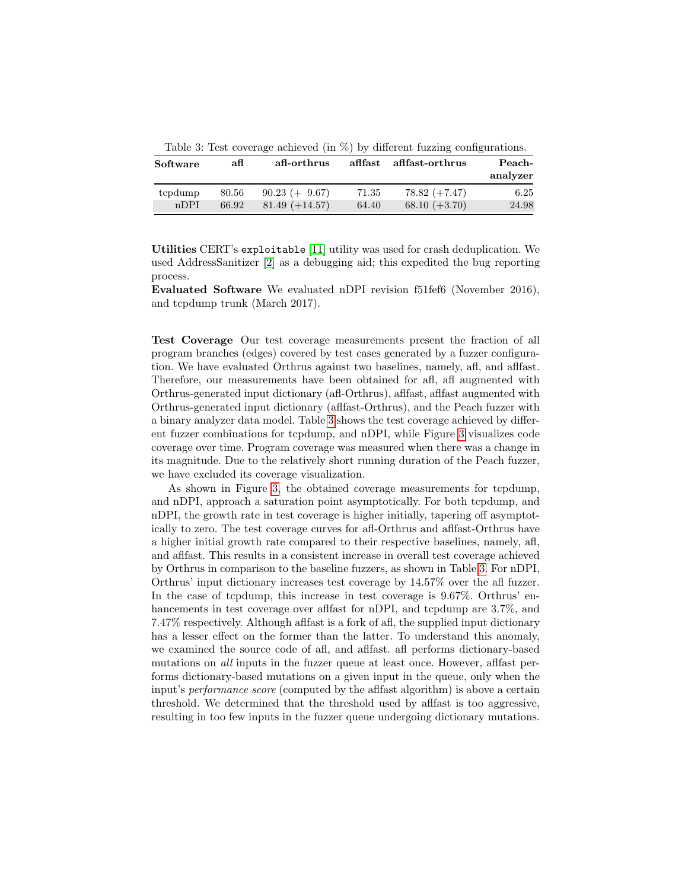Table 3: Test coverage achieved (in %) by different fuzzing configurations.

| Software | afl | afl-orthrus | aflfast | aflfast-orthrus | Peach-analyzer |
|---|---|---|---|---|---|
| tcpdump | 80.56 | 90.23 (+ 9.67) | 71.35 | 78.82 (+7.47) | 6.25 |
| nDPI | 66.92 | 81.49 (+14.57) | 64.40 | 68.10 (+3.70) | 24.98 |

**Utilities** CERT's `exploitable` [11] utility was used for crash deduplication. We used AddressSanitizer [2] as a debugging aid; this expedited the bug reporting process.

**Evaluated Software** We evaluated nDPI revision f51fef6 (November 2016), and tcpdump trunk (March 2017).

**Test Coverage** Our test coverage measurements present the fraction of all program branches (edges) covered by test cases generated by a fuzzer configuration. We have evaluated Orthrus against two baselines, namely, afl, and aflfast. Therefore, our measurements have been obtained for afl, afl augmented with Orthrus-generated input dictionary (afl-Orthrus), aflfast, aflfast augmented with Orthrus-generated input dictionary (aflfast-Orthrus), and the Peach fuzzer with a binary analyzer data model. Table 3 shows the test coverage achieved by different fuzzer combinations for tcpdump, and nDPI, while Figure 3 visualizes code coverage over time. Program coverage was measured when there was a change in its magnitude. Due to the relatively short running duration of the Peach fuzzer, we have excluded its coverage visualization.

As shown in Figure 3, the obtained coverage measurements for tcpdump, and nDPI, approach a saturation point asymptotically. For both tcpdump, and nDPI, the growth rate in test coverage is higher initially, tapering off asymptotically to zero. The test coverage curves for afl-Orthrus and aflfast-Orthrus have a higher initial growth rate compared to their respective baselines, namely, afl, and aflfast. This results in a consistent increase in overall test coverage achieved by Orthrus in comparison to the baseline fuzzers, as shown in Table 3. For nDPI, Orthrus' input dictionary increases test coverage by 14.57% over the afl fuzzer. In the case of tcpdump, this increase in test coverage is 9.67%. Orthrus' enhancements in test coverage over aflfast for nDPI, and tcpdump are 3.7%, and 7.47% respectively. Although aflfast is a fork of afl, the supplied input dictionary has a lesser effect on the former than the latter. To understand this anomaly, we examined the source code of afl, and aflfast. afl performs dictionary-based mutations on *all* inputs in the fuzzer queue at least once. However, aflfast performs dictionary-based mutations on a given input in the queue, only when the input's *performance score* (computed by the aflfast algorithm) is above a certain threshold. We determined that the threshold used by aflfast is too aggressive, resulting in too few inputs in the fuzzer queue undergoing dictionary mutations.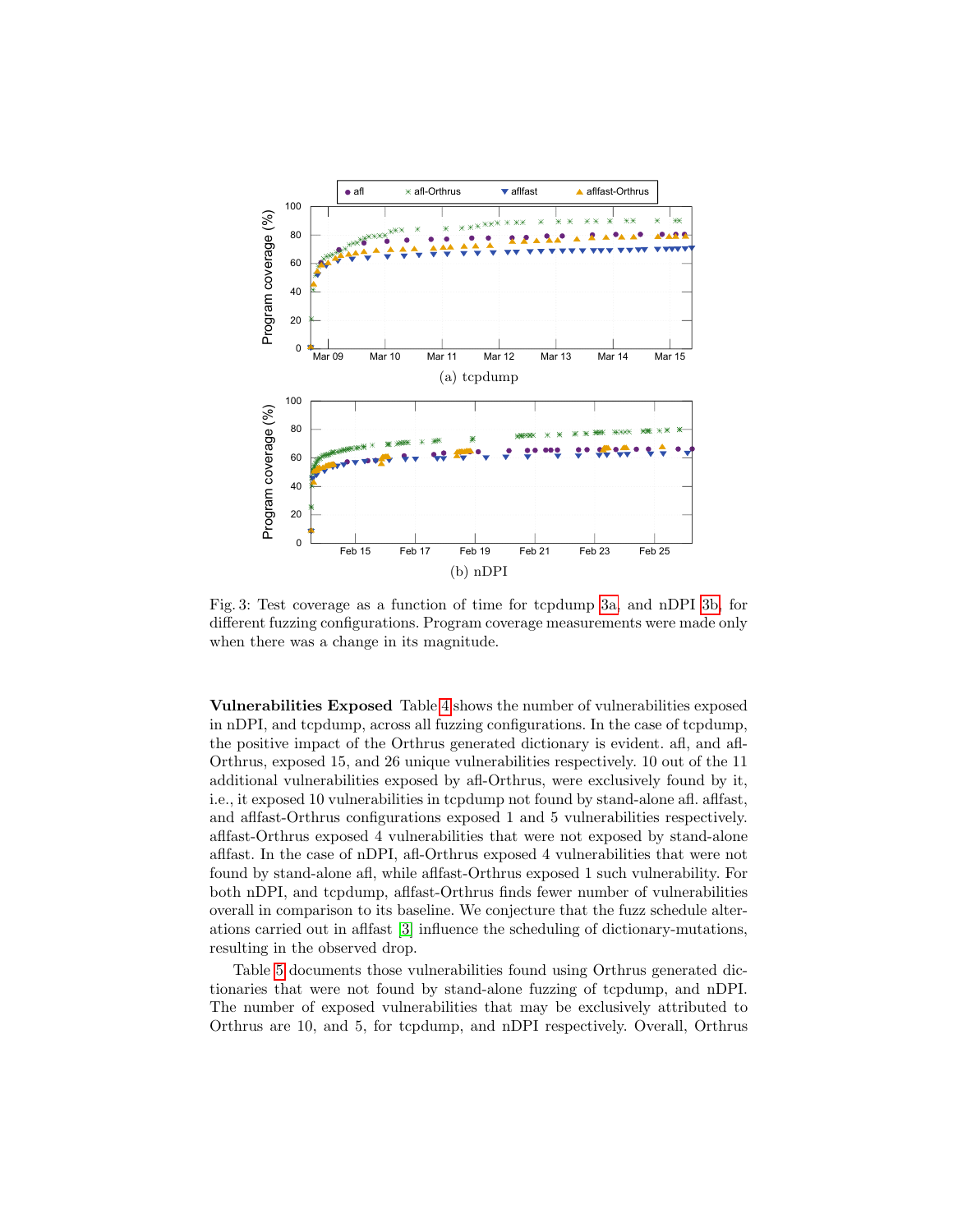Fig. 3: Test coverage as a function of time for tcpdump 3a, and nDPI 3b, for different fuzzing configurations. Program coverage measurements were made only when there was a change in its magnitude.

**Vulnerabilities Exposed** Table 4 shows the number of vulnerabilities exposed in nDPI, and tcpdump, across all fuzzing configurations. In the case of tcpdump, the positive impact of the Orthrus generated dictionary is evident. afl, and afl-Orthrus, exposed 15, and 26 unique vulnerabilities respectively. 10 out of the 11 additional vulnerabilities exposed by afl-Orthrus, were exclusively found by it, i.e., it exposed 10 vulnerabilities in tcpdump not found by stand-alone afl. aflfast, and aflfast-Orthrus configurations exposed 1 and 5 vulnerabilities respectively. aflfast-Orthrus exposed 4 vulnerabilities that were not exposed by stand-alone aflfast. In the case of nDPI, afl-Orthrus exposed 4 vulnerabilities that were not found by stand-alone afl, while aflfast-Orthrus exposed 1 such vulnerability. For both nDPI, and tcpdump, aflfast-Orthrus finds fewer number of vulnerabilities overall in comparison to its baseline. We conjecture that the fuzz schedule alterations carried out in aflfast [3] influence the scheduling of dictionary-mutations, resulting in the observed drop.

Table 5 documents those vulnerabilities found using Orthrus generated dictionaries that were not found by stand-alone fuzzing of tcpdump, and nDPI. The number of exposed vulnerabilities that may be exclusively attributed to Orthrus are 10, and 5, for tcpdump, and nDPI respectively. Overall, Orthrus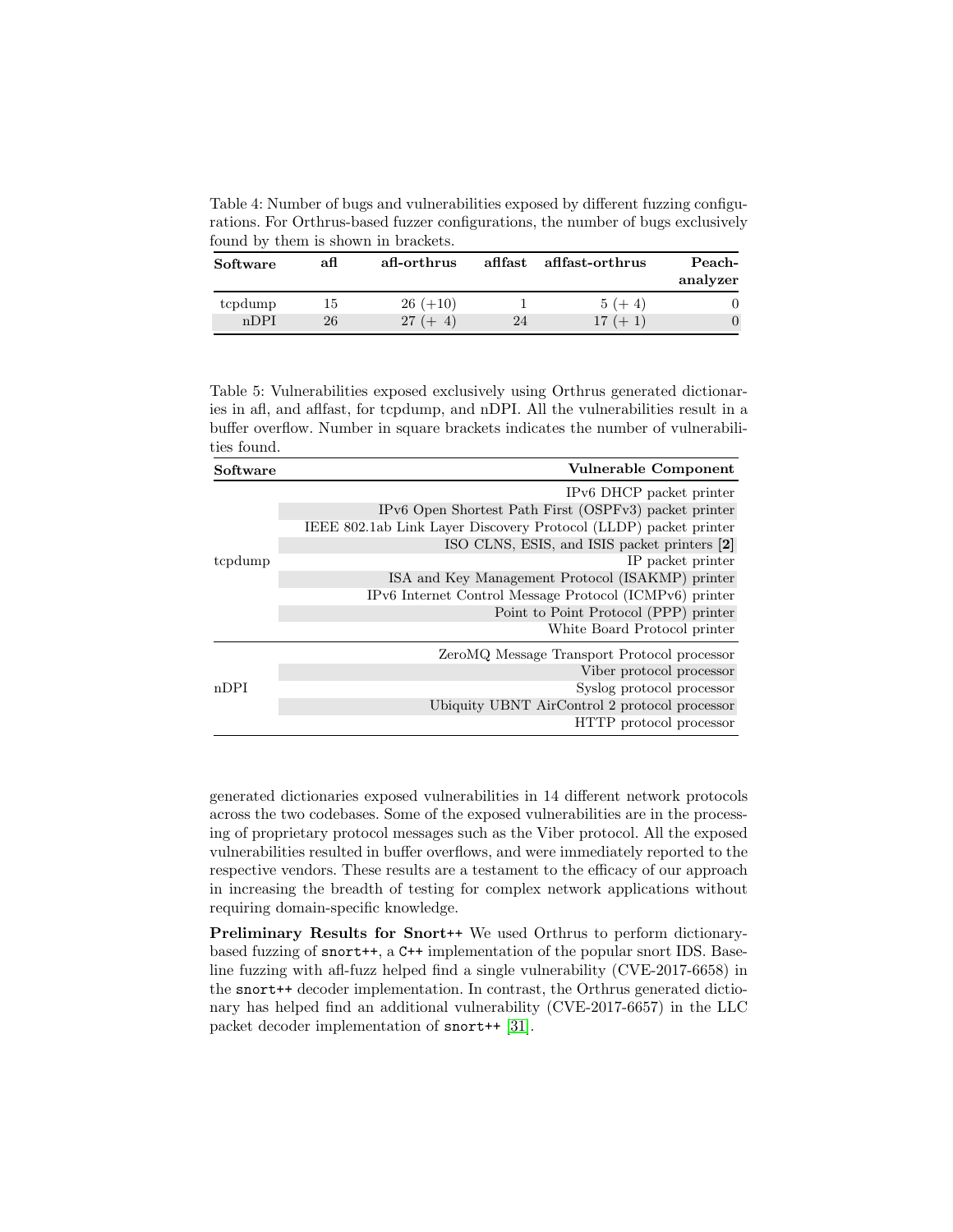Table 4: Number of bugs and vulnerabilities exposed by different fuzzing configurations. For Orthrus-based fuzzer configurations, the number of bugs exclusively found by them is shown in brackets.

| Software | afl | afl-orthrus | aflfast | aflfast-orthrus | Peach-analyzer |
|---|---|---|---|---|---|
| tcpdump | 15 | 26 (+10) | 1 | 5 (+ 4) | 0 |
| nDPI | 26 | 27 (+ 4) | 24 | 17 (+ 1) | 0 |

Table 5: Vulnerabilities exposed exclusively using Orthrus generated dictionaries in afl, and aflfast, for tcpdump, and nDPI. All the vulnerabilities result in a buffer overflow. Number in square brackets indicates the number of vulnerabilities found.

| Software | Vulnerable Component |
|---|---|
| tcpdump | IPv6 DHCP packet printer |
| | IPv6 Open Shortest Path First (OSPFv3) packet printer |
| | IEEE 802.1ab Link Layer Discovery Protocol (LLDP) packet printer |
| | ISO CLNS, ESIS, and ISIS packet printers **[2]** |
| | IP packet printer |
| | ISA and Key Management Protocol (ISAKMP) printer |
| | IPv6 Internet Control Message Protocol (ICMPv6) printer |
| | Point to Point Protocol (PPP) printer |
| | White Board Protocol printer |
| nDPI | ZeroMQ Message Transport Protocol processor |
| | Viber protocol processor |
| | Syslog protocol processor |
| | Ubiquity UBNT AirControl 2 protocol processor |
| | HTTP protocol processor |

generated dictionaries exposed vulnerabilities in 14 different network protocols across the two codebases. Some of the exposed vulnerabilities are in the processing of proprietary protocol messages such as the Viber protocol. All the exposed vulnerabilities resulted in buffer overflows, and were immediately reported to the respective vendors. These results are a testament to the efficacy of our approach in increasing the breadth of testing for complex network applications without requiring domain-specific knowledge.

**Preliminary Results for Snort++** We used Orthrus to perform dictionary-based fuzzing of `snort++`, a `C++` implementation of the popular snort IDS. Baseline fuzzing with afl-fuzz helped find a single vulnerability (CVE-2017-6658) in the `snort++` decoder implementation. In contrast, the Orthrus generated dictionary has helped find an additional vulnerability (CVE-2017-6657) in the LLC packet decoder implementation of `snort++` [31].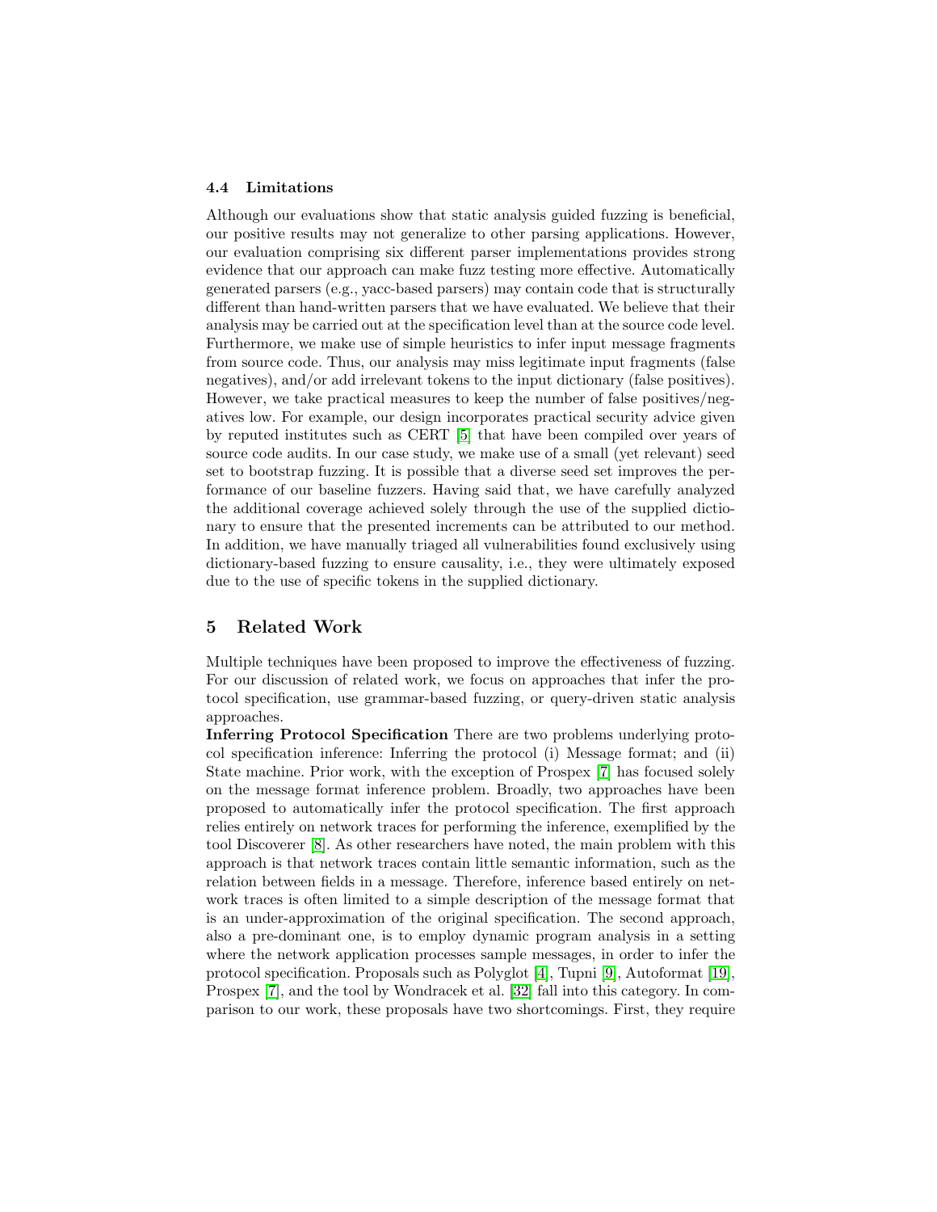### 4.4 Limitations

Although our evaluations show that static analysis guided fuzzing is beneficial, our positive results may not generalize to other parsing applications. However, our evaluation comprising six different parser implementations provides strong evidence that our approach can make fuzz testing more effective. Automatically generated parsers (e.g., yacc-based parsers) may contain code that is structurally different than hand-written parsers that we have evaluated. We believe that their analysis may be carried out at the specification level than at the source code level. Furthermore, we make use of simple heuristics to infer input message fragments from source code. Thus, our analysis may miss legitimate input fragments (false negatives), and/or add irrelevant tokens to the input dictionary (false positives). However, we take practical measures to keep the number of false positives/negatives low. For example, our design incorporates practical security advice given by reputed institutes such as CERT [5] that have been compiled over years of source code audits. In our case study, we make use of a small (yet relevant) seed set to bootstrap fuzzing. It is possible that a diverse seed set improves the performance of our baseline fuzzers. Having said that, we have carefully analyzed the additional coverage achieved solely through the use of the supplied dictionary to ensure that the presented increments can be attributed to our method. In addition, we have manually triaged all vulnerabilities found exclusively using dictionary-based fuzzing to ensure causality, i.e., they were ultimately exposed due to the use of specific tokens in the supplied dictionary.

## 5 Related Work

Multiple techniques have been proposed to improve the effectiveness of fuzzing. For our discussion of related work, we focus on approaches that infer the protocol specification, use grammar-based fuzzing, or query-driven static analysis approaches.

**Inferring Protocol Specification** There are two problems underlying protocol specification inference: Inferring the protocol (i) Message format; and (ii) State machine. Prior work, with the exception of Prospex [7] has focused solely on the message format inference problem. Broadly, two approaches have been proposed to automatically infer the protocol specification. The first approach relies entirely on network traces for performing the inference, exemplified by the tool Discoverer [8]. As other researchers have noted, the main problem with this approach is that network traces contain little semantic information, such as the relation between fields in a message. Therefore, inference based entirely on network traces is often limited to a simple description of the message format that is an under-approximation of the original specification. The second approach, also a pre-dominant one, is to employ dynamic program analysis in a setting where the network application processes sample messages, in order to infer the protocol specification. Proposals such as Polyglot [4], Tupni [9], Autoformat [19], Prospex [7], and the tool by Wondracek et al. [32] fall into this category. In comparison to our work, these proposals have two shortcomings. First, they require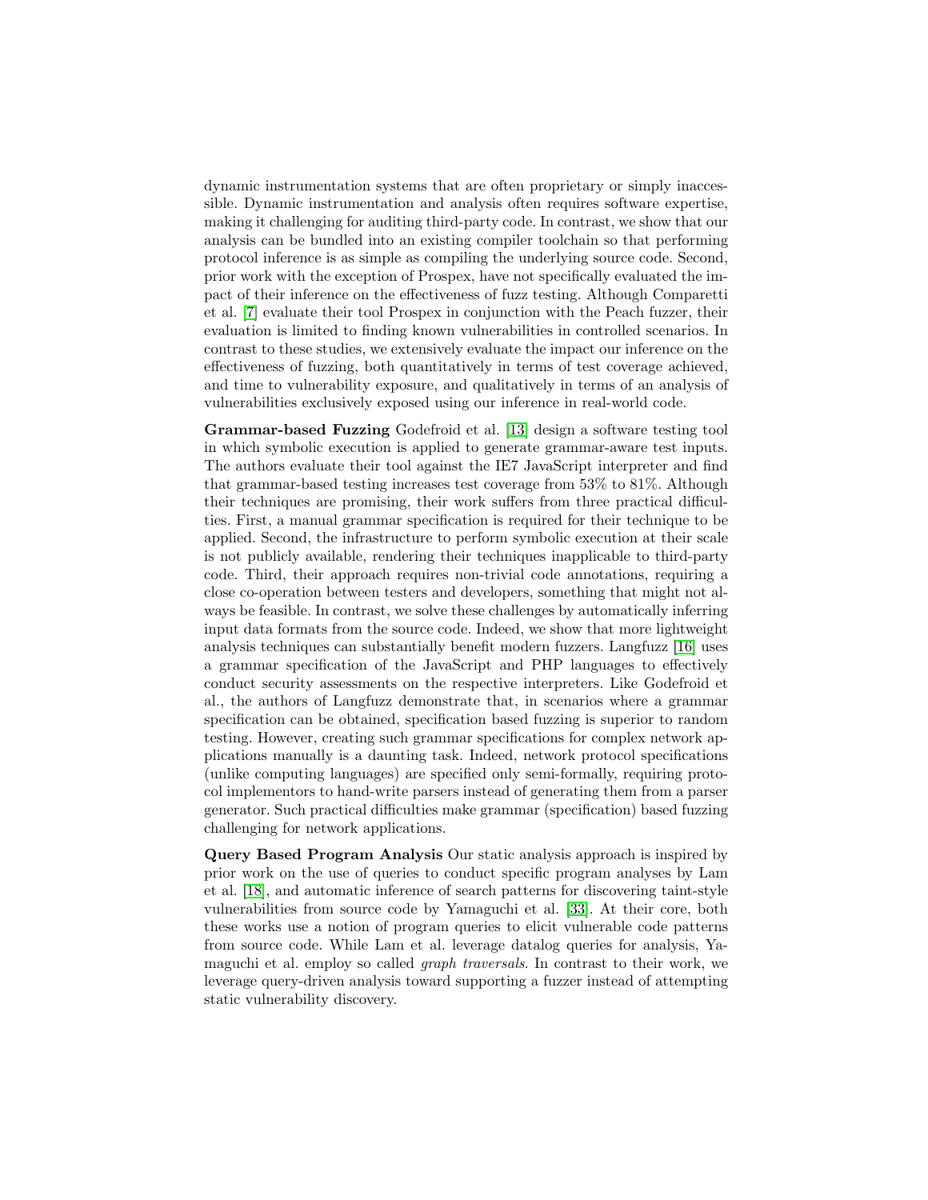dynamic instrumentation systems that are often proprietary or simply inaccessible. Dynamic instrumentation and analysis often requires software expertise, making it challenging for auditing third-party code. In contrast, we show that our analysis can be bundled into an existing compiler toolchain so that performing protocol inference is as simple as compiling the underlying source code. Second, prior work with the exception of Prospex, have not specifically evaluated the impact of their inference on the effectiveness of fuzz testing. Although Comparetti et al. [7] evaluate their tool Prospex in conjunction with the Peach fuzzer, their evaluation is limited to finding known vulnerabilities in controlled scenarios. In contrast to these studies, we extensively evaluate the impact our inference on the effectiveness of fuzzing, both quantitatively in terms of test coverage achieved, and time to vulnerability exposure, and qualitatively in terms of an analysis of vulnerabilities exclusively exposed using our inference in real-world code.

**Grammar-based Fuzzing** Godefroid et al. [13] design a software testing tool in which symbolic execution is applied to generate grammar-aware test inputs. The authors evaluate their tool against the IE7 JavaScript interpreter and find that grammar-based testing increases test coverage from 53% to 81%. Although their techniques are promising, their work suffers from three practical difficulties. First, a manual grammar specification is required for their technique to be applied. Second, the infrastructure to perform symbolic execution at their scale is not publicly available, rendering their techniques inapplicable to third-party code. Third, their approach requires non-trivial code annotations, requiring a close co-operation between testers and developers, something that might not always be feasible. In contrast, we solve these challenges by automatically inferring input data formats from the source code. Indeed, we show that more lightweight analysis techniques can substantially benefit modern fuzzers. Langfuzz [16] uses a grammar specification of the JavaScript and PHP languages to effectively conduct security assessments on the respective interpreters. Like Godefroid et al., the authors of Langfuzz demonstrate that, in scenarios where a grammar specification can be obtained, specification based fuzzing is superior to random testing. However, creating such grammar specifications for complex network applications manually is a daunting task. Indeed, network protocol specifications (unlike computing languages) are specified only semi-formally, requiring protocol implementors to hand-write parsers instead of generating them from a parser generator. Such practical difficulties make grammar (specification) based fuzzing challenging for network applications.

**Query Based Program Analysis** Our static analysis approach is inspired by prior work on the use of queries to conduct specific program analyses by Lam et al. [18], and automatic inference of search patterns for discovering taint-style vulnerabilities from source code by Yamaguchi et al. [33]. At their core, both these works use a notion of program queries to elicit vulnerable code patterns from source code. While Lam et al. leverage datalog queries for analysis, Yamaguchi et al. employ so called *graph traversals*. In contrast to their work, we leverage query-driven analysis toward supporting a fuzzer instead of attempting static vulnerability discovery.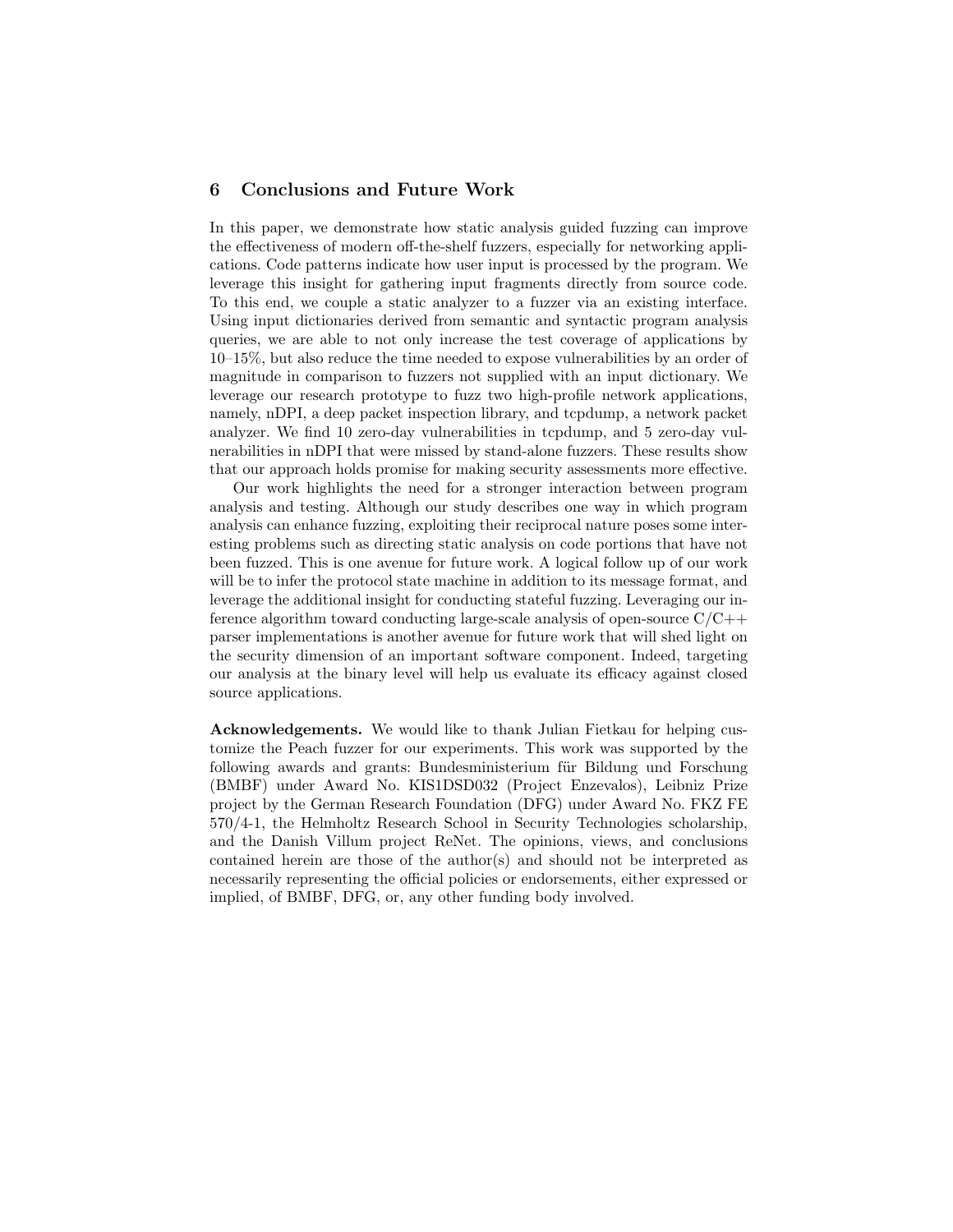## 6 Conclusions and Future Work

In this paper, we demonstrate how static analysis guided fuzzing can improve the effectiveness of modern off-the-shelf fuzzers, especially for networking applications. Code patterns indicate how user input is processed by the program. We leverage this insight for gathering input fragments directly from source code. To this end, we couple a static analyzer to a fuzzer via an existing interface. Using input dictionaries derived from semantic and syntactic program analysis queries, we are able to not only increase the test coverage of applications by 10–15%, but also reduce the time needed to expose vulnerabilities by an order of magnitude in comparison to fuzzers not supplied with an input dictionary. We leverage our research prototype to fuzz two high-profile network applications, namely, nDPI, a deep packet inspection library, and tcpdump, a network packet analyzer. We find 10 zero-day vulnerabilities in tcpdump, and 5 zero-day vulnerabilities in nDPI that were missed by stand-alone fuzzers. These results show that our approach holds promise for making security assessments more effective.

Our work highlights the need for a stronger interaction between program analysis and testing. Although our study describes one way in which program analysis can enhance fuzzing, exploiting their reciprocal nature poses some interesting problems such as directing static analysis on code portions that have not been fuzzed. This is one avenue for future work. A logical follow up of our work will be to infer the protocol state machine in addition to its message format, and leverage the additional insight for conducting stateful fuzzing. Leveraging our inference algorithm toward conducting large-scale analysis of open-source C/C++ parser implementations is another avenue for future work that will shed light on the security dimension of an important software component. Indeed, targeting our analysis at the binary level will help us evaluate its efficacy against closed source applications.

**Acknowledgements.** We would like to thank Julian Fietkau for helping customize the Peach fuzzer for our experiments. This work was supported by the following awards and grants: Bundesministerium für Bildung und Forschung (BMBF) under Award No. KIS1DSD032 (Project Enzevalos), Leibniz Prize project by the German Research Foundation (DFG) under Award No. FKZ FE 570/4-1, the Helmholtz Research School in Security Technologies scholarship, and the Danish Villum project ReNet. The opinions, views, and conclusions contained herein are those of the author(s) and should not be interpreted as necessarily representing the official policies or endorsements, either expressed or implied, of BMBF, DFG, or, any other funding body involved.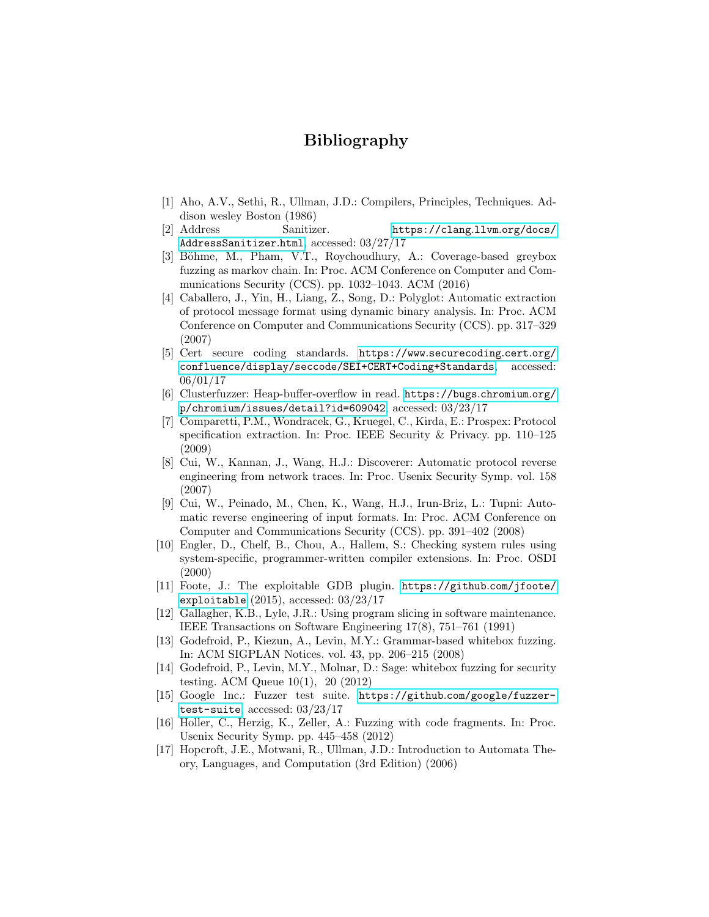# Bibliography

[1] Aho, A.V., Sethi, R., Ullman, J.D.: Compilers, Principles, Techniques. Addison wesley Boston (1986)

[2] Address Sanitizer. https://clang.llvm.org/docs/AddressSanitizer.html, accessed: 03/27/17

[3] Böhme, M., Pham, V.T., Roychoudhury, A.: Coverage-based greybox fuzzing as markov chain. In: Proc. ACM Conference on Computer and Communications Security (CCS). pp. 1032–1043. ACM (2016)

[4] Caballero, J., Yin, H., Liang, Z., Song, D.: Polyglot: Automatic extraction of protocol message format using dynamic binary analysis. In: Proc. ACM Conference on Computer and Communications Security (CCS). pp. 317–329 (2007)

[5] Cert secure coding standards. https://www.securecoding.cert.org/confluence/display/seccode/SEI+CERT+Coding+Standards, accessed: 06/01/17

[6] Clusterfuzzer: Heap-buffer-overflow in read. https://bugs.chromium.org/p/chromium/issues/detail?id=609042, accessed: 03/23/17

[7] Comparetti, P.M., Wondracek, G., Kruegel, C., Kirda, E.: Prospex: Protocol specification extraction. In: Proc. IEEE Security & Privacy. pp. 110–125 (2009)

[8] Cui, W., Kannan, J., Wang, H.J.: Discoverer: Automatic protocol reverse engineering from network traces. In: Proc. Usenix Security Symp. vol. 158 (2007)

[9] Cui, W., Peinado, M., Chen, K., Wang, H.J., Irun-Briz, L.: Tupni: Automatic reverse engineering of input formats. In: Proc. ACM Conference on Computer and Communications Security (CCS). pp. 391–402 (2008)

[10] Engler, D., Chelf, B., Chou, A., Hallem, S.: Checking system rules using system-specific, programmer-written compiler extensions. In: Proc. OSDI (2000)

[11] Foote, J.: The exploitable GDB plugin. https://github.com/jfoote/exploitable (2015), accessed: 03/23/17

[12] Gallagher, K.B., Lyle, J.R.: Using program slicing in software maintenance. IEEE Transactions on Software Engineering 17(8), 751–761 (1991)

[13] Godefroid, P., Kiezun, A., Levin, M.Y.: Grammar-based whitebox fuzzing. In: ACM SIGPLAN Notices. vol. 43, pp. 206–215 (2008)

[14] Godefroid, P., Levin, M.Y., Molnar, D.: Sage: whitebox fuzzing for security testing. ACM Queue 10(1), 20 (2012)

[15] Google Inc.: Fuzzer test suite. https://github.com/google/fuzzer-test-suite, accessed: 03/23/17

[16] Holler, C., Herzig, K., Zeller, A.: Fuzzing with code fragments. In: Proc. Usenix Security Symp. pp. 445–458 (2012)

[17] Hopcroft, J.E., Motwani, R., Ullman, J.D.: Introduction to Automata Theory, Languages, and Computation (3rd Edition) (2006)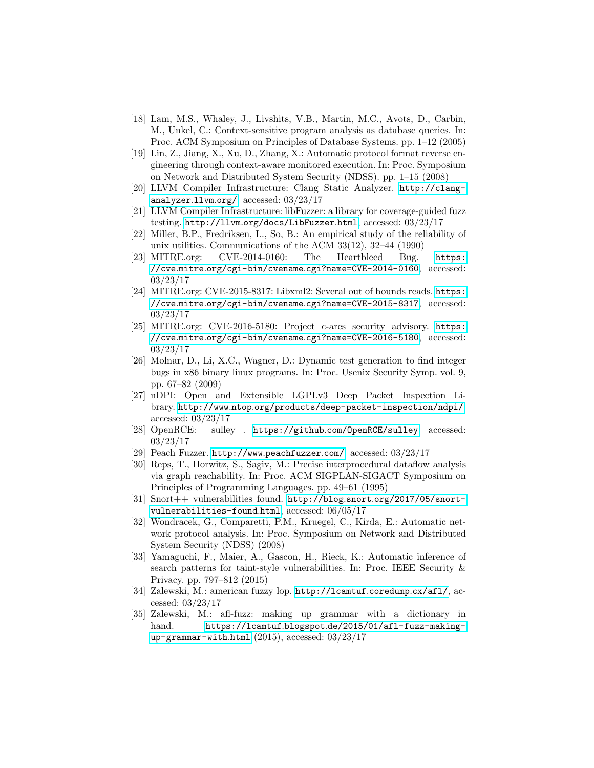[18] Lam, M.S., Whaley, J., Livshits, V.B., Martin, M.C., Avots, D., Carbin, M., Unkel, C.: Context-sensitive program analysis as database queries. In: Proc. ACM Symposium on Principles of Database Systems. pp. 1–12 (2005)

[19] Lin, Z., Jiang, X., Xu, D., Zhang, X.: Automatic protocol format reverse engineering through context-aware monitored execution. In: Proc. Symposium on Network and Distributed System Security (NDSS). pp. 1–15 (2008)

[20] LLVM Compiler Infrastructure: Clang Static Analyzer. http://clang-analyzer.llvm.org/, accessed: 03/23/17

[21] LLVM Compiler Infrastructure: libFuzzer: a library for coverage-guided fuzz testing. http://llvm.org/docs/LibFuzzer.html, accessed: 03/23/17

[22] Miller, B.P., Fredriksen, L., So, B.: An empirical study of the reliability of unix utilities. Communications of the ACM 33(12), 32–44 (1990)

[23] MITRE.org: CVE-2014-0160: The Heartbleed Bug. https://cve.mitre.org/cgi-bin/cvename.cgi?name=CVE-2014-0160, accessed: 03/23/17

[24] MITRE.org: CVE-2015-8317: Libxml2: Several out of bounds reads. https://cve.mitre.org/cgi-bin/cvename.cgi?name=CVE-2015-8317, accessed: 03/23/17

[25] MITRE.org: CVE-2016-5180: Project c-ares security advisory. https://cve.mitre.org/cgi-bin/cvename.cgi?name=CVE-2016-5180, accessed: 03/23/17

[26] Molnar, D., Li, X.C., Wagner, D.: Dynamic test generation to find integer bugs in x86 binary linux programs. In: Proc. Usenix Security Symp. vol. 9, pp. 67–82 (2009)

[27] nDPI: Open and Extensible LGPLv3 Deep Packet Inspection Library. http://www.ntop.org/products/deep-packet-inspection/ndpi/, accessed: 03/23/17

[28] OpenRCE: sulley . https://github.com/OpenRCE/sulley, accessed: 03/23/17

[29] Peach Fuzzer. http://www.peachfuzzer.com/, accessed: 03/23/17

[30] Reps, T., Horwitz, S., Sagiv, M.: Precise interprocedural dataflow analysis via graph reachability. In: Proc. ACM SIGPLAN-SIGACT Symposium on Principles of Programming Languages. pp. 49–61 (1995)

[31] Snort++ vulnerabilities found. http://blog.snort.org/2017/05/snort-vulnerabilities-found.html, accessed: 06/05/17

[32] Wondracek, G., Comparetti, P.M., Kruegel, C., Kirda, E.: Automatic network protocol analysis. In: Proc. Symposium on Network and Distributed System Security (NDSS) (2008)

[33] Yamaguchi, F., Maier, A., Gascon, H., Rieck, K.: Automatic inference of search patterns for taint-style vulnerabilities. In: Proc. IEEE Security & Privacy. pp. 797–812 (2015)

[34] Zalewski, M.: american fuzzy lop. http://lcamtuf.coredump.cx/afl/, accessed: 03/23/17

[35] Zalewski, M.: afl-fuzz: making up grammar with a dictionary in hand. https://lcamtuf.blogspot.de/2015/01/afl-fuzz-making-up-grammar-with.html (2015), accessed: 03/23/17